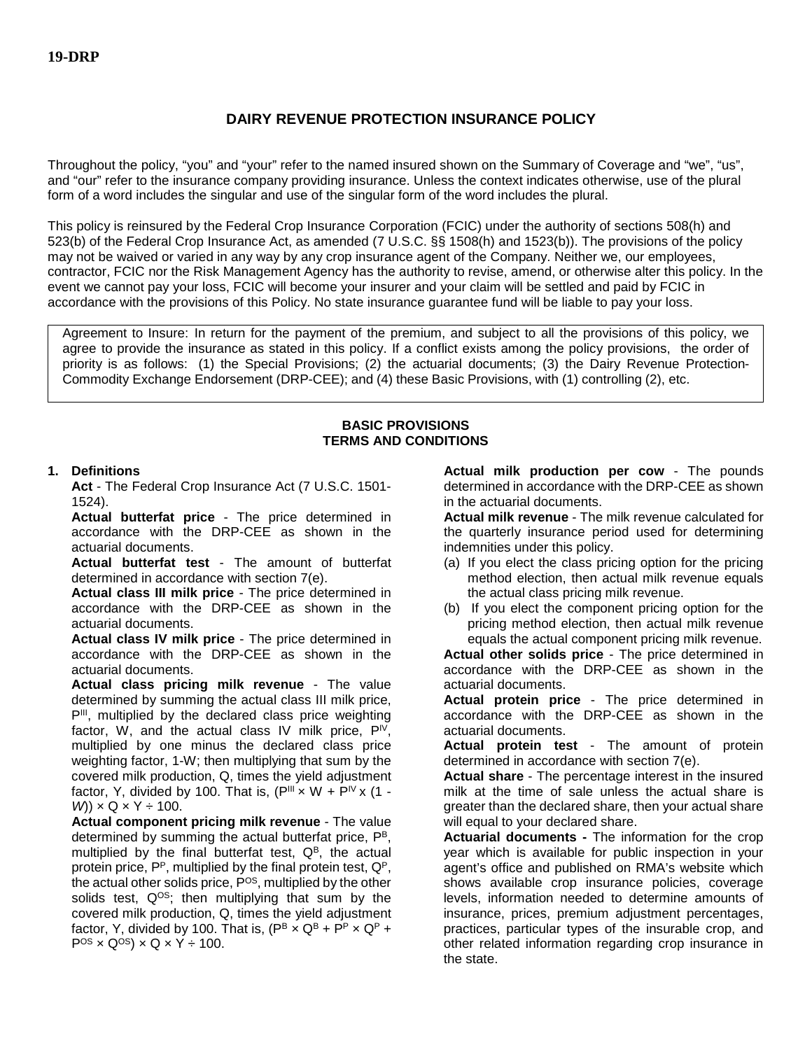**19-DRP**

# DAIRY REVENUE PROTECTION INSURANCE POLICY

Throughout the policy, "you" and "your" refer to the named insured shown on the Summary of Coverage and "we", "us", and "our" refer to the insurance company providing insurance. Unless the context indicates otherwise, use of the plural form of a word includes the singular and use of the singular form of the word includes the plural.

This policy is reinsured by the Federal Crop Insurance Corporation (FCIC) under the authority of sections 508(h) and 523(b) of the Federal Crop Insurance Act, as amended (7 U.S.C. §§ 1508(h) and 1523(b)). The provisions of the policy may not be waived or varied in any way by any crop insurance agent of the Company. Neither we, our employees, contractor, FCIC nor the Risk Management Agency has the authority to revise, amend, or otherwise alter this policy. In the event we cannot pay your loss, FCIC will become your insurer and your claim will be settled and paid by FCIC in accordance with the provisions of this Policy. No state insurance guarantee fund will be liable to pay your loss.

Agreement to Insure: In return for the payment of the premium, and subject to all the provisions of this policy, we agree to provide the insurance as stated in this policy. If a conflict exists among the policy provisions, the order of priority is as follows: (1) the Special Provisions; (2) the actuarial documents; (3) the Dairy Revenue Protection-Commodity Exchange Endorsement (DRP-CEE); and (4) these Basic Provisions, with (1) controlling (2), etc.

## BASIC PROVISIONS
## TERMS AND CONDITIONS

**1. Definitions**

**Act** - The Federal Crop Insurance Act (7 U.S.C. 1501-1524).

**Actual butterfat price** - The price determined in accordance with the DRP-CEE as shown in the actuarial documents.

**Actual butterfat test** - The amount of butterfat determined in accordance with section 7(e).

**Actual class III milk price** - The price determined in accordance with the DRP-CEE as shown in the actuarial documents.

**Actual class IV milk price** - The price determined in accordance with the DRP-CEE as shown in the actuarial documents.

**Actual class pricing milk revenue** - The value determined by summing the actual class III milk price, $P^{III}$, multiplied by the declared class price weighting factor, W, and the actual class IV milk price, $P^{IV}$, multiplied by one minus the declared class price weighting factor, 1-W; then multiplying that sum by the covered milk production, Q, times the yield adjustment factor, Y, divided by 100. That is, $(P^{III} \times W + P^{IV} \times (1 - W)) \times Q \times Y \div 100$.

**Actual component pricing milk revenue** - The value determined by summing the actual butterfat price, $P^{B}$, multiplied by the final butterfat test, $Q^{B}$, the actual protein price, $P^{P}$, multiplied by the final protein test, $Q^{P}$, the actual other solids price, $P^{OS}$, multiplied by the other solids test, $Q^{OS}$; then multiplying that sum by the covered milk production, Q, times the yield adjustment factor, Y, divided by 100. That is, $(P^{B} \times Q^{B} + P^{P} \times Q^{P} + P^{OS} \times Q^{OS}) \times Q \times Y \div 100$.

**Actual milk production per cow** - The pounds determined in accordance with the DRP-CEE as shown in the actuarial documents.

**Actual milk revenue** - The milk revenue calculated for the quarterly insurance period used for determining indemnities under this policy.

(a) If you elect the class pricing option for the pricing method election, then actual milk revenue equals the actual class pricing milk revenue.

(b) If you elect the component pricing option for the pricing method election, then actual milk revenue equals the actual component pricing milk revenue.

**Actual other solids price** - The price determined in accordance with the DRP-CEE as shown in the actuarial documents.

**Actual protein price** - The price determined in accordance with the DRP-CEE as shown in the actuarial documents.

**Actual protein test** - The amount of protein determined in accordance with section 7(e).

**Actual share** - The percentage interest in the insured milk at the time of sale unless the actual share is greater than the declared share, then your actual share will equal to your declared share.

**Actuarial documents -** The information for the crop year which is available for public inspection in your agent's office and published on RMA's website which shows available crop insurance policies, coverage levels, information needed to determine amounts of insurance, prices, premium adjustment percentages, practices, particular types of the insurable crop, and other related information regarding crop insurance in the state.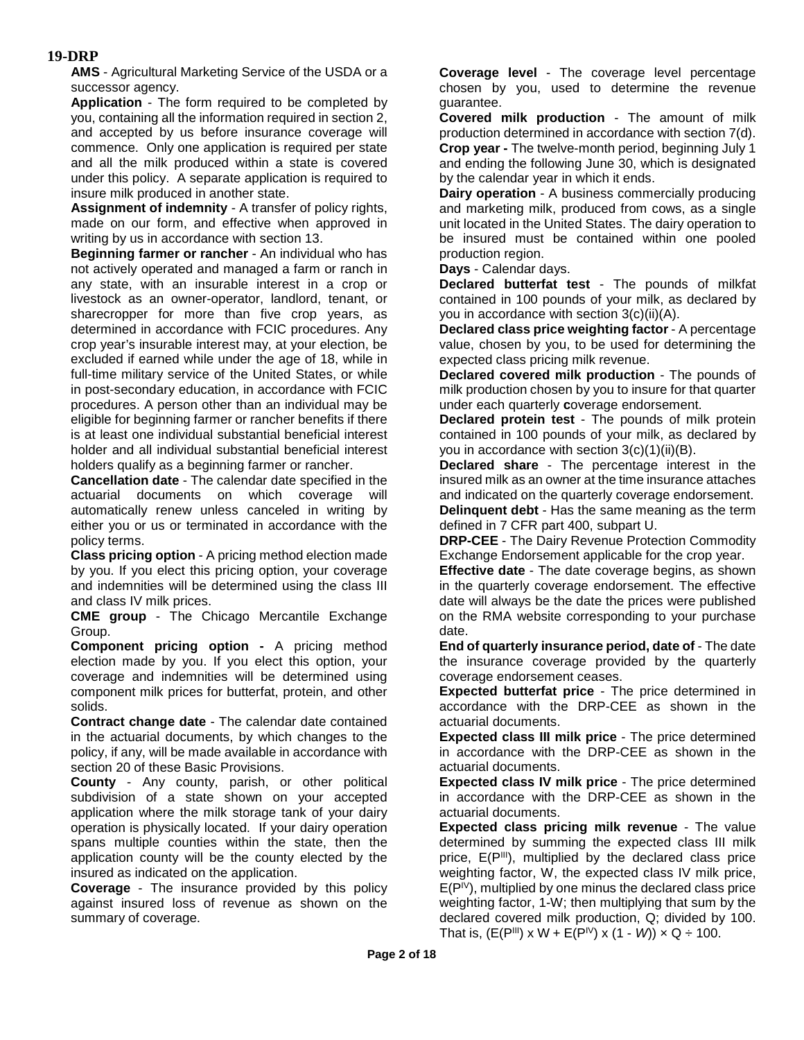**19-DRP**

**AMS** - Agricultural Marketing Service of the USDA or a successor agency.

**Application** - The form required to be completed by you, containing all the information required in section 2, and accepted by us before insurance coverage will commence. Only one application is required per state and all the milk produced within a state is covered under this policy. A separate application is required to insure milk produced in another state.

**Assignment of indemnity** - A transfer of policy rights, made on our form, and effective when approved in writing by us in accordance with section 13.

**Beginning farmer or rancher** - An individual who has not actively operated and managed a farm or ranch in any state, with an insurable interest in a crop or livestock as an owner-operator, landlord, tenant, or sharecropper for more than five crop years, as determined in accordance with FCIC procedures. Any crop year's insurable interest may, at your election, be excluded if earned while under the age of 18, while in full-time military service of the United States, or while in post-secondary education, in accordance with FCIC procedures. A person other than an individual may be eligible for beginning farmer or rancher benefits if there is at least one individual substantial beneficial interest holder and all individual substantial beneficial interest holders qualify as a beginning farmer or rancher.

**Cancellation date** - The calendar date specified in the actuarial documents on which coverage will automatically renew unless canceled in writing by either you or us or terminated in accordance with the policy terms.

**Class pricing option** - A pricing method election made by you. If you elect this pricing option, your coverage and indemnities will be determined using the class III and class IV milk prices.

**CME group** - The Chicago Mercantile Exchange Group.

**Component pricing option -** A pricing method election made by you. If you elect this option, your coverage and indemnities will be determined using component milk prices for butterfat, protein, and other solids.

**Contract change date** - The calendar date contained in the actuarial documents, by which changes to the policy, if any, will be made available in accordance with section 20 of these Basic Provisions.

**County** - Any county, parish, or other political subdivision of a state shown on your accepted application where the milk storage tank of your dairy operation is physically located. If your dairy operation spans multiple counties within the state, then the application county will be the county elected by the insured as indicated on the application.

**Coverage** - The insurance provided by this policy against insured loss of revenue as shown on the summary of coverage.

**Coverage level** - The coverage level percentage chosen by you, used to determine the revenue guarantee.

**Covered milk production** - The amount of milk production determined in accordance with section 7(d).

**Crop year -** The twelve-month period, beginning July 1 and ending the following June 30, which is designated by the calendar year in which it ends.

**Dairy operation** - A business commercially producing and marketing milk, produced from cows, as a single unit located in the United States. The dairy operation to be insured must be contained within one pooled production region.

**Days** - Calendar days.

**Declared butterfat test** - The pounds of milkfat contained in 100 pounds of your milk, as declared by you in accordance with section 3(c)(ii)(A).

**Declared class price weighting factor** - A percentage value, chosen by you, to be used for determining the expected class pricing milk revenue.

**Declared covered milk production** - The pounds of milk production chosen by you to insure for that quarter under each quarterly **c**overage endorsement.

**Declared protein test** - The pounds of milk protein contained in 100 pounds of your milk, as declared by you in accordance with section 3(c)(1)(ii)(B).

**Declared share** - The percentage interest in the insured milk as an owner at the time insurance attaches and indicated on the quarterly coverage endorsement.

**Delinquent debt** - Has the same meaning as the term defined in 7 CFR part 400, subpart U.

**DRP-CEE** - The Dairy Revenue Protection Commodity Exchange Endorsement applicable for the crop year.

**Effective date** - The date coverage begins, as shown in the quarterly coverage endorsement. The effective date will always be the date the prices were published on the RMA website corresponding to your purchase date.

**End of quarterly insurance period, date of** - The date the insurance coverage provided by the quarterly coverage endorsement ceases.

**Expected butterfat price** - The price determined in accordance with the DRP-CEE as shown in the actuarial documents.

**Expected class III milk price** - The price determined in accordance with the DRP-CEE as shown in the actuarial documents.

**Expected class IV milk price** - The price determined in accordance with the DRP-CEE as shown in the actuarial documents.

**Expected class pricing milk revenue** - The value determined by summing the expected class III milk price, $E(P^{III})$, multiplied by the declared class price weighting factor, W, the expected class IV milk price, $E(P^{IV})$, multiplied by one minus the declared class price weighting factor, 1-W; then multiplying that sum by the declared covered milk production, Q; divided by 100. That is, $(E(P^{III}) \times W + E(P^{IV}) \times (1 - W)) \times Q \div 100$.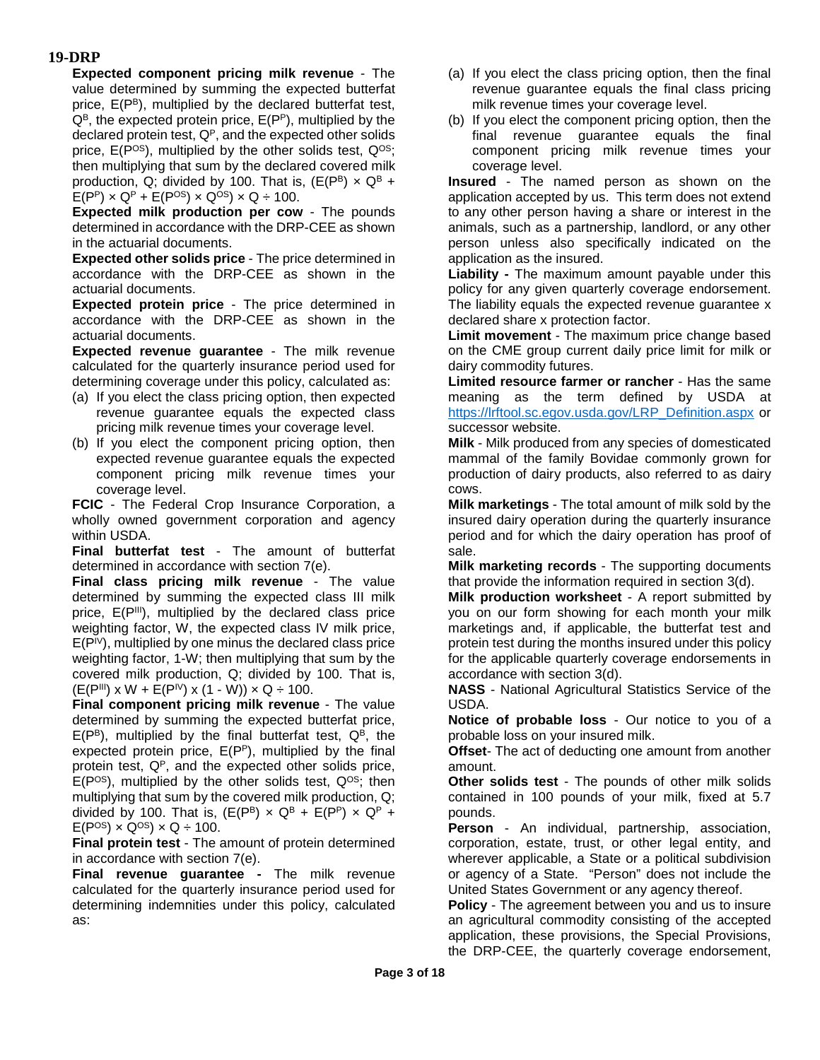**Expected component pricing milk revenue** - The value determined by summing the expected butterfat price, $E(P^B)$, multiplied by the declared butterfat test, $Q^B$, the expected protein price, $E(P^P)$, multiplied by the declared protein test, $Q^P$, and the expected other solids price, $E(P^{OS})$, multiplied by the other solids test, $Q^{OS}$; then multiplying that sum by the declared covered milk production, Q; divided by 100. That is, $(E(P^B) \times Q^B + E(P^P) \times Q^P + E(P^{OS}) \times Q^{OS}) \times Q \div 100$.

**Expected milk production per cow** - The pounds determined in accordance with the DRP-CEE as shown in the actuarial documents.

**Expected other solids price** - The price determined in accordance with the DRP-CEE as shown in the actuarial documents.

**Expected protein price** - The price determined in accordance with the DRP-CEE as shown in the actuarial documents.

**Expected revenue guarantee** - The milk revenue calculated for the quarterly insurance period used for determining coverage under this policy, calculated as:

(a) If you elect the class pricing option, then expected revenue guarantee equals the expected class pricing milk revenue times your coverage level.

(b) If you elect the component pricing option, then expected revenue guarantee equals the expected component pricing milk revenue times your coverage level.

**FCIC** - The Federal Crop Insurance Corporation, a wholly owned government corporation and agency within USDA.

**Final butterfat test** - The amount of butterfat determined in accordance with section 7(e).

**Final class pricing milk revenue** - The value determined by summing the expected class III milk price, $E(P^{III})$, multiplied by the declared class price weighting factor, W, the expected class IV milk price, $E(P^{IV})$, multiplied by one minus the declared class price weighting factor, 1-W; then multiplying that sum by the covered milk production, Q; divided by 100. That is, $(E(P^{III}) \times W + E(P^{IV}) \times (1 - W)) \times Q \div 100$.

**Final component pricing milk revenue** - The value determined by summing the expected butterfat price, $E(P^B)$, multiplied by the final butterfat test, $Q^B$, the expected protein price, $E(P^P)$, multiplied by the final protein test, $Q^P$, and the expected other solids price, $E(P^{OS})$, multiplied by the other solids test, $Q^{OS}$; then multiplying that sum by the covered milk production, Q; divided by 100. That is, $(E(P^B) \times Q^B + E(P^P) \times Q^P + E(P^{OS}) \times Q^{OS}) \times Q \div 100$.

**Final protein test** - The amount of protein determined in accordance with section 7(e).

**Final revenue guarantee -** The milk revenue calculated for the quarterly insurance period used for determining indemnities under this policy, calculated as:

(a) If you elect the class pricing option, then the final revenue guarantee equals the final class pricing milk revenue times your coverage level.

(b) If you elect the component pricing option, then the final revenue guarantee equals the final component pricing milk revenue times your coverage level.

**Insured** - The named person as shown on the application accepted by us. This term does not extend to any other person having a share or interest in the animals, such as a partnership, landlord, or any other person unless also specifically indicated on the application as the insured.

**Liability -** The maximum amount payable under this policy for any given quarterly coverage endorsement. The liability equals the expected revenue guarantee x declared share x protection factor.

**Limit movement** - The maximum price change based on the CME group current daily price limit for milk or dairy commodity futures.

**Limited resource farmer or rancher** - Has the same meaning as the term defined by USDA at https://lrftool.sc.egov.usda.gov/LRP_Definition.aspx or successor website.

**Milk** - Milk produced from any species of domesticated mammal of the family Bovidae commonly grown for production of dairy products, also referred to as dairy cows.

**Milk marketings** - The total amount of milk sold by the insured dairy operation during the quarterly insurance period and for which the dairy operation has proof of sale.

**Milk marketing records** - The supporting documents that provide the information required in section 3(d).

**Milk production worksheet** - A report submitted by you on our form showing for each month your milk marketings and, if applicable, the butterfat test and protein test during the months insured under this policy for the applicable quarterly coverage endorsements in accordance with section 3(d).

**NASS** - National Agricultural Statistics Service of the USDA.

**Notice of probable loss** - Our notice to you of a probable loss on your insured milk.

**Offset**- The act of deducting one amount from another amount.

**Other solids test** - The pounds of other milk solids contained in 100 pounds of your milk, fixed at 5.7 pounds.

**Person** - An individual, partnership, association, corporation, estate, trust, or other legal entity, and wherever applicable, a State or a political subdivision or agency of a State. "Person" does not include the United States Government or any agency thereof.

**Policy** - The agreement between you and us to insure an agricultural commodity consisting of the accepted application, these provisions, the Special Provisions, the DRP-CEE, the quarterly coverage endorsement,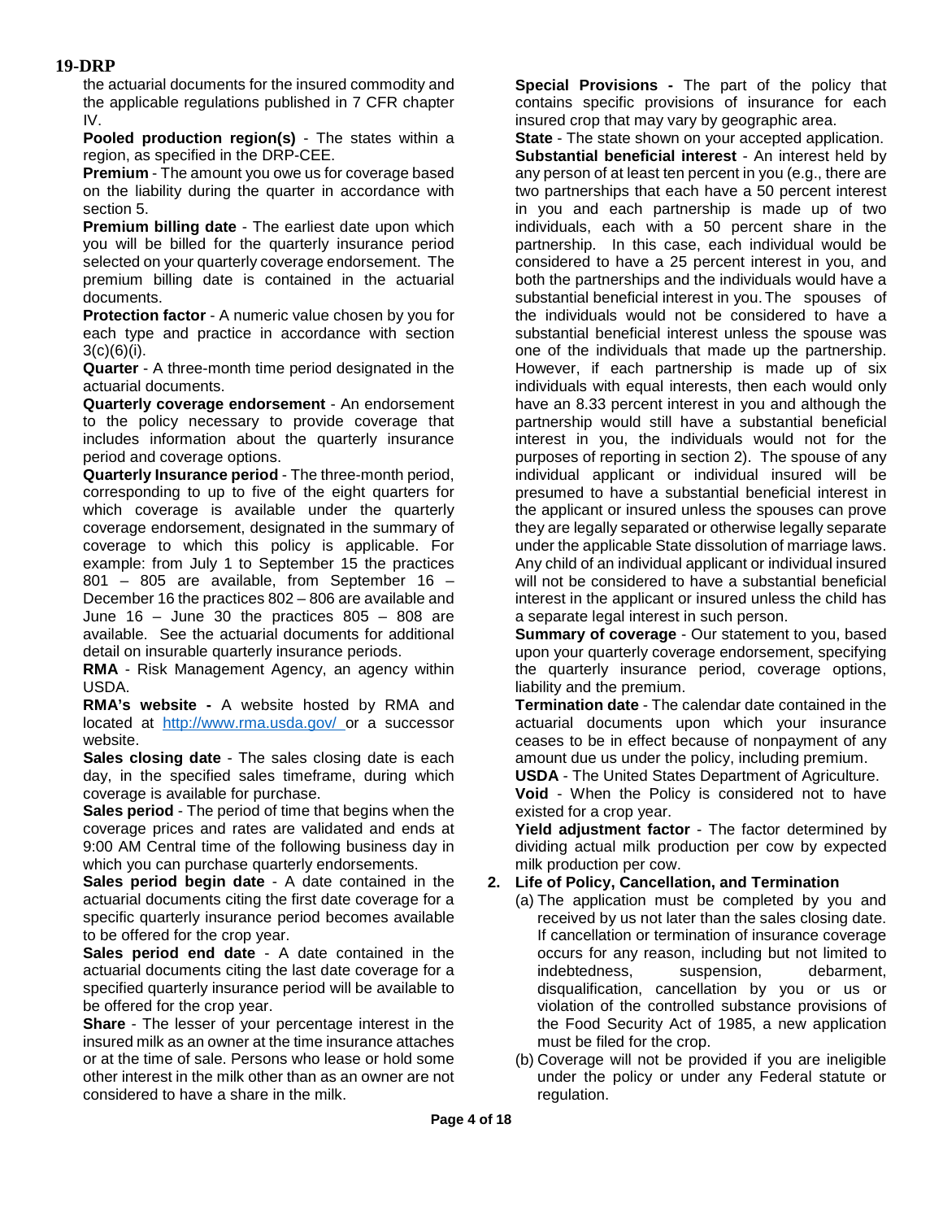the actuarial documents for the insured commodity and the applicable regulations published in 7 CFR chapter IV.

**Pooled production region(s)** - The states within a region, as specified in the DRP-CEE.

**Premium** - The amount you owe us for coverage based on the liability during the quarter in accordance with section 5.

**Premium billing date** - The earliest date upon which you will be billed for the quarterly insurance period selected on your quarterly coverage endorsement. The premium billing date is contained in the actuarial documents.

**Protection factor** - A numeric value chosen by you for each type and practice in accordance with section 3(c)(6)(i).

**Quarter** - A three-month time period designated in the actuarial documents.

**Quarterly coverage endorsement** - An endorsement to the policy necessary to provide coverage that includes information about the quarterly insurance period and coverage options.

**Quarterly Insurance period** - The three-month period, corresponding to up to five of the eight quarters for which coverage is available under the quarterly coverage endorsement, designated in the summary of coverage to which this policy is applicable. For example: from July 1 to September 15 the practices 801 – 805 are available, from September 16 – December 16 the practices 802 – 806 are available and June 16 – June 30 the practices 805 – 808 are available. See the actuarial documents for additional detail on insurable quarterly insurance periods.

**RMA** - Risk Management Agency, an agency within USDA.

**RMA's website -** A website hosted by RMA and located at http://www.rma.usda.gov/ or a successor website.

**Sales closing date** - The sales closing date is each day, in the specified sales timeframe, during which coverage is available for purchase.

**Sales period** - The period of time that begins when the coverage prices and rates are validated and ends at 9:00 AM Central time of the following business day in which you can purchase quarterly endorsements.

**Sales period begin date** - A date contained in the actuarial documents citing the first date coverage for a specific quarterly insurance period becomes available to be offered for the crop year.

**Sales period end date** - A date contained in the actuarial documents citing the last date coverage for a specified quarterly insurance period will be available to be offered for the crop year.

**Share** - The lesser of your percentage interest in the insured milk as an owner at the time insurance attaches or at the time of sale. Persons who lease or hold some other interest in the milk other than as an owner are not considered to have a share in the milk.

**Special Provisions -** The part of the policy that contains specific provisions of insurance for each insured crop that may vary by geographic area.

**State** - The state shown on your accepted application.

**Substantial beneficial interest** - An interest held by any person of at least ten percent in you (e.g., there are two partnerships that each have a 50 percent interest in you and each partnership is made up of two individuals, each with a 50 percent share in the partnership. In this case, each individual would be considered to have a 25 percent interest in you, and both the partnerships and the individuals would have a substantial beneficial interest in you. The spouses of the individuals would not be considered to have a substantial beneficial interest unless the spouse was one of the individuals that made up the partnership. However, if each partnership is made up of six individuals with equal interests, then each would only have an 8.33 percent interest in you and although the partnership would still have a substantial beneficial interest in you, the individuals would not for the purposes of reporting in section 2). The spouse of any individual applicant or individual insured will be presumed to have a substantial beneficial interest in the applicant or insured unless the spouses can prove they are legally separated or otherwise legally separate under the applicable State dissolution of marriage laws. Any child of an individual applicant or individual insured will not be considered to have a substantial beneficial interest in the applicant or insured unless the child has a separate legal interest in such person.

**Summary of coverage** - Our statement to you, based upon your quarterly coverage endorsement, specifying the quarterly insurance period, coverage options, liability and the premium.

**Termination date** - The calendar date contained in the actuarial documents upon which your insurance ceases to be in effect because of nonpayment of any amount due us under the policy, including premium.

**USDA** - The United States Department of Agriculture.

**Void** - When the Policy is considered not to have existed for a crop year.

**Yield adjustment factor** - The factor determined by dividing actual milk production per cow by expected milk production per cow.

**2. Life of Policy, Cancellation, and Termination**

(a) The application must be completed by you and received by us not later than the sales closing date. If cancellation or termination of insurance coverage occurs for any reason, including but not limited to indebtedness, suspension, debarment, disqualification, cancellation by you or us or violation of the controlled substance provisions of the Food Security Act of 1985, a new application must be filed for the crop.

(b) Coverage will not be provided if you are ineligible under the policy or under any Federal statute or regulation.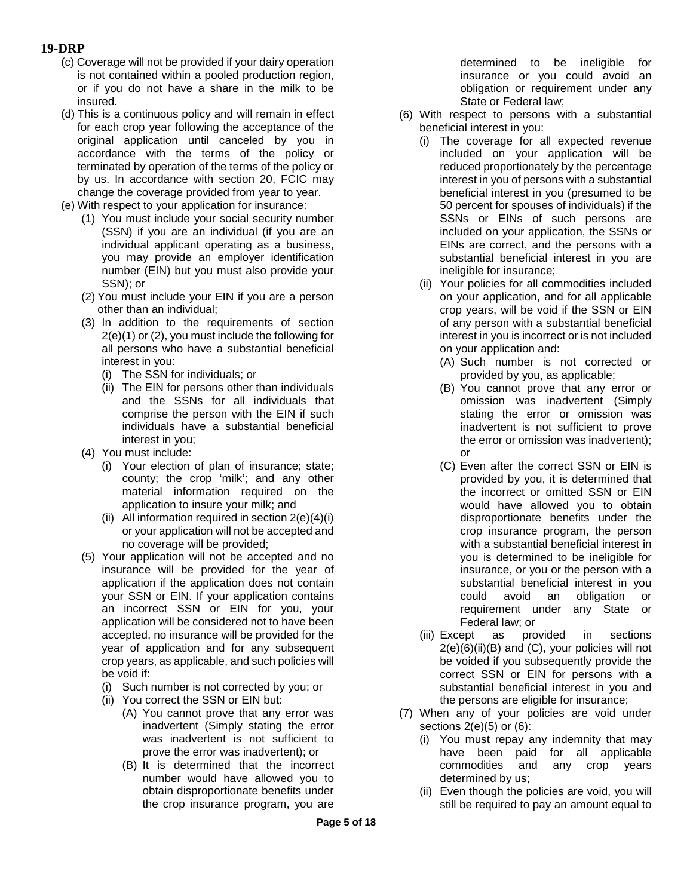(c) Coverage will not be provided if your dairy operation is not contained within a pooled production region, or if you do not have a share in the milk to be insured.

(d) This is a continuous policy and will remain in effect for each crop year following the acceptance of the original application until canceled by you in accordance with the terms of the policy or terminated by operation of the terms of the policy or by us. In accordance with section 20, FCIC may change the coverage provided from year to year.

(e) With respect to your application for insurance:

(1) You must include your social security number (SSN) if you are an individual (if you are an individual applicant operating as a business, you may provide an employer identification number (EIN) but you must also provide your SSN); or

(2) You must include your EIN if you are a person other than an individual;

(3) In addition to the requirements of section 2(e)(1) or (2), you must include the following for all persons who have a substantial beneficial interest in you:

(i) The SSN for individuals; or

(ii) The EIN for persons other than individuals and the SSNs for all individuals that comprise the person with the EIN if such individuals have a substantial beneficial interest in you;

(4) You must include:

(i) Your election of plan of insurance; state; county; the crop 'milk'; and any other material information required on the application to insure your milk; and

(ii) All information required in section 2(e)(4)(i) or your application will not be accepted and no coverage will be provided;

(5) Your application will not be accepted and no insurance will be provided for the year of application if the application does not contain your SSN or EIN. If your application contains an incorrect SSN or EIN for you, your application will be considered not to have been accepted, no insurance will be provided for the year of application and for any subsequent crop years, as applicable, and such policies will be void if:

(i) Such number is not corrected by you; or

(ii) You correct the SSN or EIN but:

(A) You cannot prove that any error was inadvertent (Simply stating the error was inadvertent is not sufficient to prove the error was inadvertent); or

(B) It is determined that the incorrect number would have allowed you to obtain disproportionate benefits under the crop insurance program, you are determined to be ineligible for insurance or you could avoid an obligation or requirement under any State or Federal law;

(6) With respect to persons with a substantial beneficial interest in you:

(i) The coverage for all expected revenue included on your application will be reduced proportionately by the percentage interest in you of persons with a substantial beneficial interest in you (presumed to be 50 percent for spouses of individuals) if the SSNs or EINs of such persons are included on your application, the SSNs or EINs are correct, and the persons with a substantial beneficial interest in you are ineligible for insurance;

(ii) Your policies for all commodities included on your application, and for all applicable crop years, will be void if the SSN or EIN of any person with a substantial beneficial interest in you is incorrect or is not included on your application and:

(A) Such number is not corrected or provided by you, as applicable;

(B) You cannot prove that any error or omission was inadvertent (Simply stating the error or omission was inadvertent is not sufficient to prove the error or omission was inadvertent); or

(C) Even after the correct SSN or EIN is provided by you, it is determined that the incorrect or omitted SSN or EIN would have allowed you to obtain disproportionate benefits under the crop insurance program, the person with a substantial beneficial interest in you is determined to be ineligible for insurance, or you or the person with a substantial beneficial interest in you could avoid an obligation or requirement under any State or Federal law; or

(iii) Except as provided in sections 2(e)(6)(ii)(B) and (C), your policies will not be voided if you subsequently provide the correct SSN or EIN for persons with a substantial beneficial interest in you and the persons are eligible for insurance;

(7) When any of your policies are void under sections 2(e)(5) or (6):

(i) You must repay any indemnity that may have been paid for all applicable commodities and any crop years determined by us;

(ii) Even though the policies are void, you will still be required to pay an amount equal to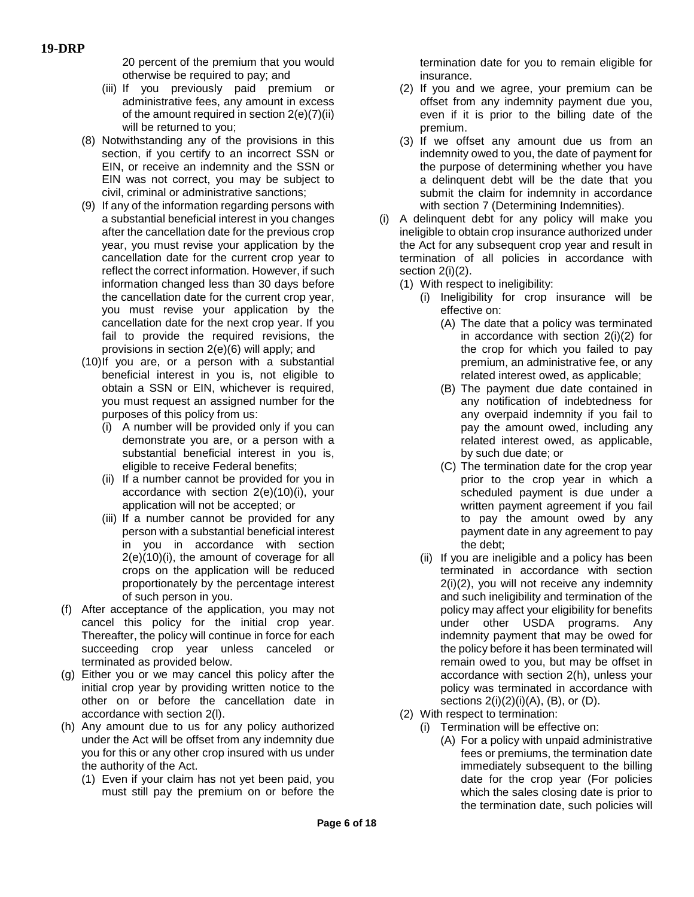20 percent of the premium that you would otherwise be required to pay; and

   (iii) If you previously paid premium or administrative fees, any amount in excess of the amount required in section 2(e)(7)(ii) will be returned to you;

(8) Notwithstanding any of the provisions in this section, if you certify to an incorrect SSN or EIN, or receive an indemnity and the SSN or EIN was not correct, you may be subject to civil, criminal or administrative sanctions;

(9) If any of the information regarding persons with a substantial beneficial interest in you changes after the cancellation date for the previous crop year, you must revise your application by the cancellation date for the current crop year to reflect the correct information. However, if such information changed less than 30 days before the cancellation date for the current crop year, you must revise your application by the cancellation date for the next crop year. If you fail to provide the required revisions, the provisions in section 2(e)(6) will apply; and

(10) If you are, or a person with a substantial beneficial interest in you is, not eligible to obtain a SSN or EIN, whichever is required, you must request an assigned number for the purposes of this policy from us:

   (i) A number will be provided only if you can demonstrate you are, or a person with a substantial beneficial interest in you is, eligible to receive Federal benefits;

   (ii) If a number cannot be provided for you in accordance with section 2(e)(10)(i), your application will not be accepted; or

   (iii) If a number cannot be provided for any person with a substantial beneficial interest in you in accordance with section 2(e)(10)(i), the amount of coverage for all crops on the application will be reduced proportionately by the percentage interest of such person in you.

(f) After acceptance of the application, you may not cancel this policy for the initial crop year. Thereafter, the policy will continue in force for each succeeding crop year unless canceled or terminated as provided below.

(g) Either you or we may cancel this policy after the initial crop year by providing written notice to the other on or before the cancellation date in accordance with section 2(l).

(h) Any amount due to us for any policy authorized under the Act will be offset from any indemnity due you for this or any other crop insured with us under the authority of the Act.

   (1) Even if your claim has not yet been paid, you must still pay the premium on or before the termination date for you to remain eligible for insurance.

   (2) If you and we agree, your premium can be offset from any indemnity payment due you, even if it is prior to the billing date of the premium.

   (3) If we offset any amount due us from an indemnity owed to you, the date of payment for the purpose of determining whether you have a delinquent debt will be the date that you submit the claim for indemnity in accordance with section 7 (Determining Indemnities).

(i) A delinquent debt for any policy will make you ineligible to obtain crop insurance authorized under the Act for any subsequent crop year and result in termination of all policies in accordance with section 2(i)(2).

   (1) With respect to ineligibility:

      (i) Ineligibility for crop insurance will be effective on:

         (A) The date that a policy was terminated in accordance with section 2(i)(2) for the crop for which you failed to pay premium, an administrative fee, or any related interest owed, as applicable;

         (B) The payment due date contained in any notification of indebtedness for any overpaid indemnity if you fail to pay the amount owed, including any related interest owed, as applicable, by such due date; or

         (C) The termination date for the crop year prior to the crop year in which a scheduled payment is due under a written payment agreement if you fail to pay the amount owed by any payment date in any agreement to pay the debt;

      (ii) If you are ineligible and a policy has been terminated in accordance with section 2(i)(2), you will not receive any indemnity and such ineligibility and termination of the policy may affect your eligibility for benefits under other USDA programs. Any indemnity payment that may be owed for the policy before it has been terminated will remain owed to you, but may be offset in accordance with section 2(h), unless your policy was terminated in accordance with sections 2(i)(2)(i)(A), (B), or (D).

   (2) With respect to termination:

      (i) Termination will be effective on:

         (A) For a policy with unpaid administrative fees or premiums, the termination date immediately subsequent to the billing date for the crop year (For policies which the sales closing date is prior to the termination date, such policies will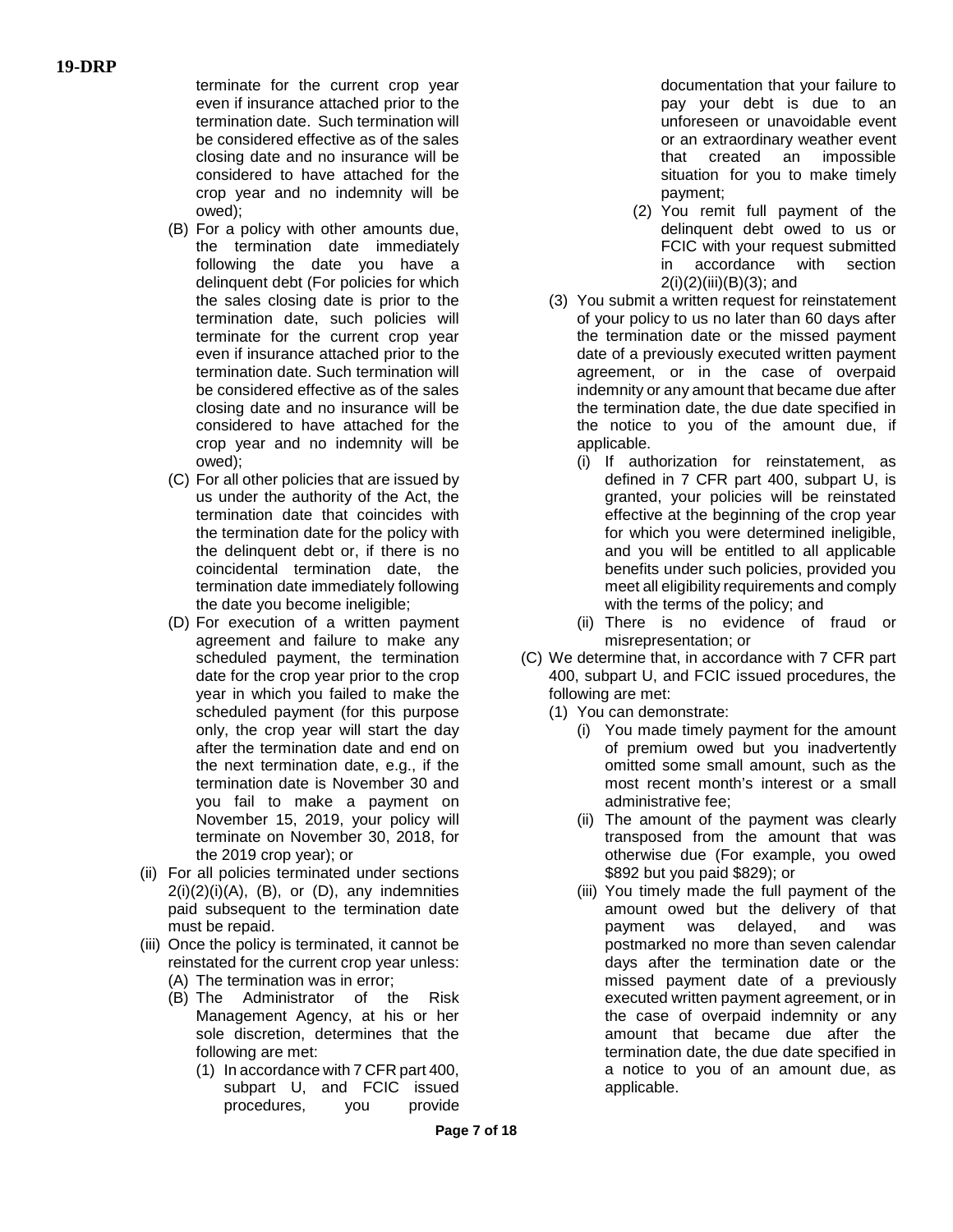terminate for the current crop year even if insurance attached prior to the termination date. Such termination will be considered effective as of the sales closing date and no insurance will be considered to have attached for the crop year and no indemnity will be owed);

- (B) For a policy with other amounts due, the termination date immediately following the date you have a delinquent debt (For policies for which the sales closing date is prior to the termination date, such policies will terminate for the current crop year even if insurance attached prior to the termination date. Such termination will be considered effective as of the sales closing date and no insurance will be considered to have attached for the crop year and no indemnity will be owed);
- (C) For all other policies that are issued by us under the authority of the Act, the termination date that coincides with the termination date for the policy with the delinquent debt or, if there is no coincidental termination date, the termination date immediately following the date you become ineligible;
- (D) For execution of a written payment agreement and failure to make any scheduled payment, the termination date for the crop year prior to the crop year in which you failed to make the scheduled payment (for this purpose only, the crop year will start the day after the termination date and end on the next termination date, e.g., if the termination date is November 30 and you fail to make a payment on November 15, 2019, your policy will terminate on November 30, 2018, for the 2019 crop year); or

(ii) For all policies terminated under sections 2(i)(2)(i)(A), (B), or (D), any indemnities paid subsequent to the termination date must be repaid.

(iii) Once the policy is terminated, it cannot be reinstated for the current crop year unless:

- (A) The termination was in error;
- (B) The Administrator of the Risk Management Agency, at his or her sole discretion, determines that the following are met:
  - (1) In accordance with 7 CFR part 400, subpart U, and FCIC issued procedures, you provide documentation that your failure to pay your debt is due to an unforeseen or unavoidable event or an extraordinary weather event that created an impossible situation for you to make timely payment;
  - (2) You remit full payment of the delinquent debt owed to us or FCIC with your request submitted in accordance with section 2(i)(2)(iii)(B)(3); and
  - (3) You submit a written request for reinstatement of your policy to us no later than 60 days after the termination date or the missed payment date of a previously executed written payment agreement, or in the case of overpaid indemnity or any amount that became due after the termination date, the due date specified in the notice to you of the amount due, if applicable.
    - (i) If authorization for reinstatement, as defined in 7 CFR part 400, subpart U, is granted, your policies will be reinstated effective at the beginning of the crop year for which you were determined ineligible, and you will be entitled to all applicable benefits under such policies, provided you meet all eligibility requirements and comply with the terms of the policy; and
    - (ii) There is no evidence of fraud or misrepresentation; or
- (C) We determine that, in accordance with 7 CFR part 400, subpart U, and FCIC issued procedures, the following are met:
  - (1) You can demonstrate:
    - (i) You made timely payment for the amount of premium owed but you inadvertently omitted some small amount, such as the most recent month's interest or a small administrative fee;
    - (ii) The amount of the payment was clearly transposed from the amount that was otherwise due (For example, you owed $892 but you paid $829); or
    - (iii) You timely made the full payment of the amount owed but the delivery of that payment was delayed, and was postmarked no more than seven calendar days after the termination date or the missed payment date of a previously executed written payment agreement, or in the case of overpaid indemnity or any amount that became due after the termination date, the due date specified in a notice to you of an amount due, as applicable.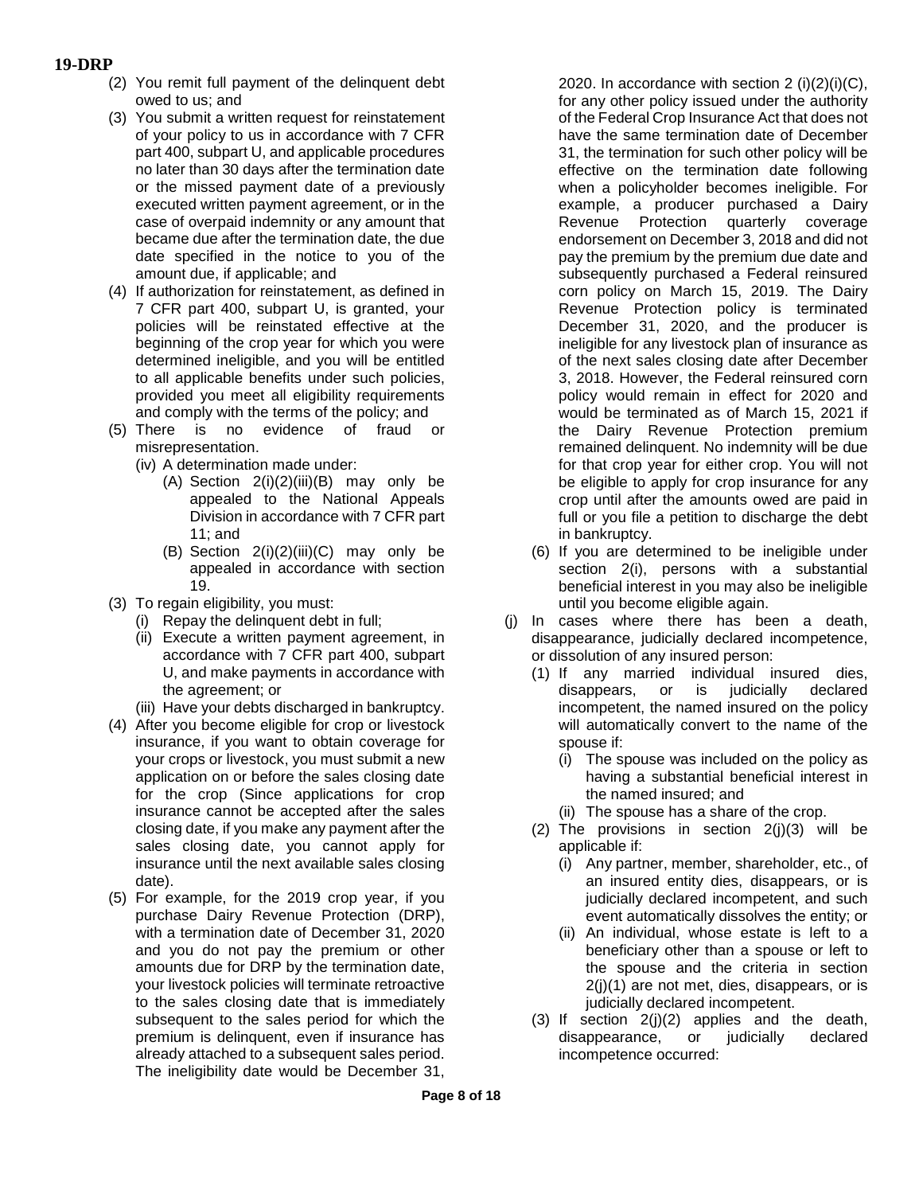(2) You remit full payment of the delinquent debt owed to us; and

(3) You submit a written request for reinstatement of your policy to us in accordance with 7 CFR part 400, subpart U, and applicable procedures no later than 30 days after the termination date or the missed payment date of a previously executed written payment agreement, or in the case of overpaid indemnity or any amount that became due after the termination date, the due date specified in the notice to you of the amount due, if applicable; and

(4) If authorization for reinstatement, as defined in 7 CFR part 400, subpart U, is granted, your policies will be reinstated effective at the beginning of the crop year for which you were determined ineligible, and you will be entitled to all applicable benefits under such policies, provided you meet all eligibility requirements and comply with the terms of the policy; and

(5) There is no evidence of fraud or misrepresentation.

(iv) A determination made under:

(A) Section 2(i)(2)(iii)(B) may only be appealed to the National Appeals Division in accordance with 7 CFR part 11; and

(B) Section 2(i)(2)(iii)(C) may only be appealed in accordance with section 19.

(3) To regain eligibility, you must:

(i) Repay the delinquent debt in full;

(ii) Execute a written payment agreement, in accordance with 7 CFR part 400, subpart U, and make payments in accordance with the agreement; or

(iii) Have your debts discharged in bankruptcy.

(4) After you become eligible for crop or livestock insurance, if you want to obtain coverage for your crops or livestock, you must submit a new application on or before the sales closing date for the crop (Since applications for crop insurance cannot be accepted after the sales closing date, if you make any payment after the sales closing date, you cannot apply for insurance until the next available sales closing date).

(5) For example, for the 2019 crop year, if you purchase Dairy Revenue Protection (DRP), with a termination date of December 31, 2020 and you do not pay the premium or other amounts due for DRP by the termination date, your livestock policies will terminate retroactive to the sales closing date that is immediately subsequent to the sales period for which the premium is delinquent, even if insurance has already attached to a subsequent sales period. The ineligibility date would be December 31, 2020. In accordance with section 2 (i)(2)(i)(C), for any other policy issued under the authority of the Federal Crop Insurance Act that does not have the same termination date of December 31, the termination for such other policy will be effective on the termination date following when a policyholder becomes ineligible. For example, a producer purchased a Dairy Revenue Protection quarterly coverage endorsement on December 3, 2018 and did not pay the premium by the premium due date and subsequently purchased a Federal reinsured corn policy on March 15, 2019. The Dairy Revenue Protection policy is terminated December 31, 2020, and the producer is ineligible for any livestock plan of insurance as of the next sales closing date after December 3, 2018. However, the Federal reinsured corn policy would remain in effect for 2020 and would be terminated as of March 15, 2021 if the Dairy Revenue Protection premium remained delinquent. No indemnity will be due for that crop year for either crop. You will not be eligible to apply for crop insurance for any crop until after the amounts owed are paid in full or you file a petition to discharge the debt in bankruptcy.

(6) If you are determined to be ineligible under section 2(i), persons with a substantial beneficial interest in you may also be ineligible until you become eligible again.

(j) In cases where there has been a death, disappearance, judicially declared incompetence, or dissolution of any insured person:

(1) If any married individual insured dies, disappears, or is judicially declared incompetent, the named insured on the policy will automatically convert to the name of the spouse if:

(i) The spouse was included on the policy as having a substantial beneficial interest in the named insured; and

(ii) The spouse has a share of the crop.

(2) The provisions in section 2(j)(3) will be applicable if:

(i) Any partner, member, shareholder, etc., of an insured entity dies, disappears, or is judicially declared incompetent, and such event automatically dissolves the entity; or

(ii) An individual, whose estate is left to a beneficiary other than a spouse or left to the spouse and the criteria in section 2(j)(1) are not met, dies, disappears, or is judicially declared incompetent.

(3) If section 2(j)(2) applies and the death, disappearance, or judicially declared incompetence occurred: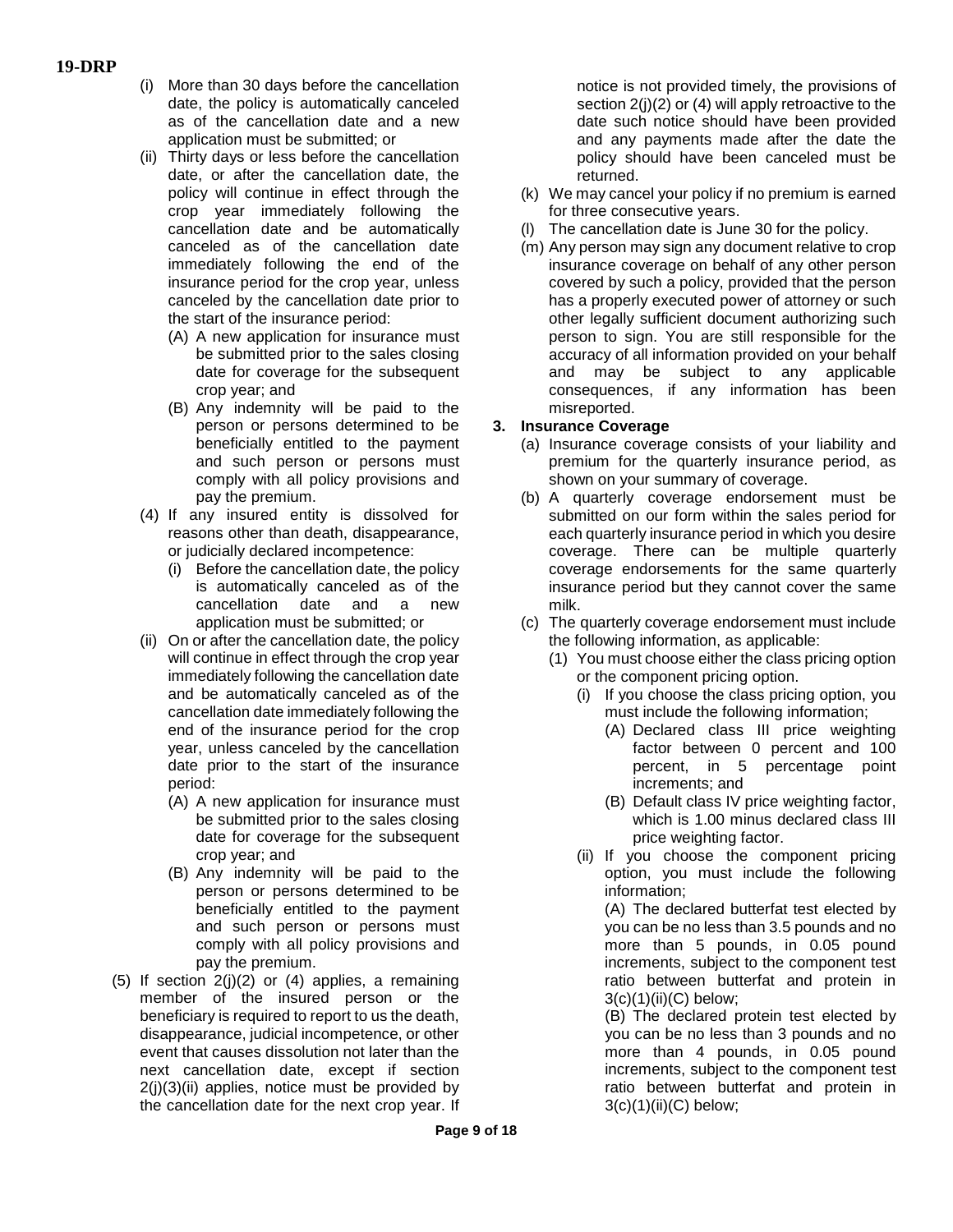- (i) More than 30 days before the cancellation date, the policy is automatically canceled as of the cancellation date and a new application must be submitted; or
- (ii) Thirty days or less before the cancellation date, or after the cancellation date, the policy will continue in effect through the crop year immediately following the cancellation date and be automatically canceled as of the cancellation date immediately following the end of the insurance period for the crop year, unless canceled by the cancellation date prior to the start of the insurance period:
  - (A) A new application for insurance must be submitted prior to the sales closing date for coverage for the subsequent crop year; and
  - (B) Any indemnity will be paid to the person or persons determined to be beneficially entitled to the payment and such person or persons must comply with all policy provisions and pay the premium.
- (4) If any insured entity is dissolved for reasons other than death, disappearance, or judicially declared incompetence:
  - (i) Before the cancellation date, the policy is automatically canceled as of the cancellation date and a new application must be submitted; or
  - (ii) On or after the cancellation date, the policy will continue in effect through the crop year immediately following the cancellation date and be automatically canceled as of the cancellation date immediately following the end of the insurance period for the crop year, unless canceled by the cancellation date prior to the start of the insurance period:
    - (A) A new application for insurance must be submitted prior to the sales closing date for coverage for the subsequent crop year; and
    - (B) Any indemnity will be paid to the person or persons determined to be beneficially entitled to the payment and such person or persons must comply with all policy provisions and pay the premium.
- (5) If section 2(j)(2) or (4) applies, a remaining member of the insured person or the beneficiary is required to report to us the death, disappearance, judicial incompetence, or other event that causes dissolution not later than the next cancellation date, except if section 2(j)(3)(ii) applies, notice must be provided by the cancellation date for the next crop year. If notice is not provided timely, the provisions of section 2(j)(2) or (4) will apply retroactive to the date such notice should have been provided and any payments made after the date the policy should have been canceled must be returned.

(k) We may cancel your policy if no premium is earned for three consecutive years.

(l) The cancellation date is June 30 for the policy.

(m) Any person may sign any document relative to crop insurance coverage on behalf of any other person covered by such a policy, provided that the person has a properly executed power of attorney or such other legally sufficient document authorizing such person to sign. You are still responsible for the accuracy of all information provided on your behalf and may be subject to any applicable consequences, if any information has been misreported.

**3. Insurance Coverage**

(a) Insurance coverage consists of your liability and premium for the quarterly insurance period, as shown on your summary of coverage.

(b) A quarterly coverage endorsement must be submitted on our form within the sales period for each quarterly insurance period in which you desire coverage. There can be multiple quarterly coverage endorsements for the same quarterly insurance period but they cannot cover the same milk.

(c) The quarterly coverage endorsement must include the following information, as applicable:

- (1) You must choose either the class pricing option or the component pricing option.
  - (i) If you choose the class pricing option, you must include the following information;
    - (A) Declared class III price weighting factor between 0 percent and 100 percent, in 5 percentage point increments; and
    - (B) Default class IV price weighting factor, which is 1.00 minus declared class III price weighting factor.
  - (ii) If you choose the component pricing option, you must include the following information;

    (A) The declared butterfat test elected by you can be no less than 3.5 pounds and no more than 5 pounds, in 0.05 pound increments, subject to the component test ratio between butterfat and protein in 3(c)(1)(ii)(C) below;

    (B) The declared protein test elected by you can be no less than 3 pounds and no more than 4 pounds, in 0.05 pound increments, subject to the component test ratio between butterfat and protein in 3(c)(1)(ii)(C) below;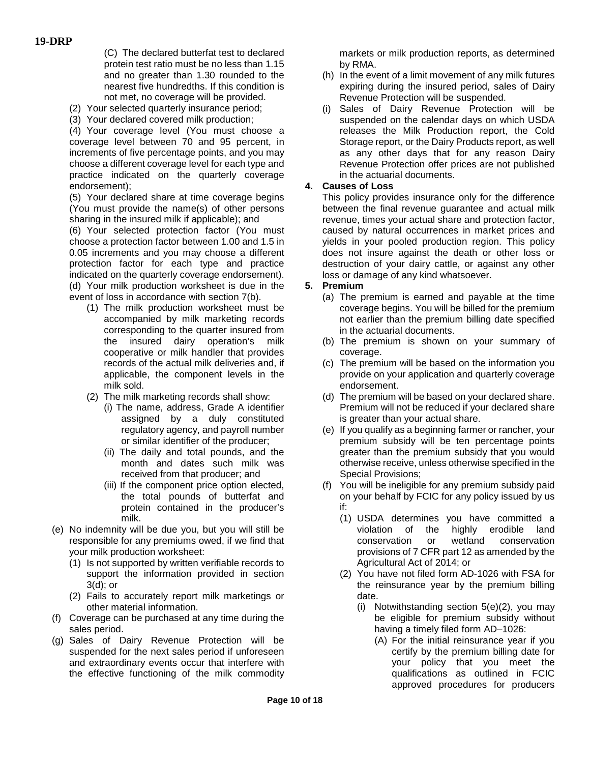(C) The declared butterfat test to declared protein test ratio must be no less than 1.15 and no greater than 1.30 rounded to the nearest five hundredths. If this condition is not met, no coverage will be provided.

(2) Your selected quarterly insurance period;

(3) Your declared covered milk production;

(4) Your coverage level (You must choose a coverage level between 70 and 95 percent, in increments of five percentage points, and you may choose a different coverage level for each type and practice indicated on the quarterly coverage endorsement);

(5) Your declared share at time coverage begins (You must provide the name(s) of other persons sharing in the insured milk if applicable); and

(6) Your selected protection factor (You must choose a protection factor between 1.00 and 1.5 in 0.05 increments and you may choose a different protection factor for each type and practice indicated on the quarterly coverage endorsement).

(d) Your milk production worksheet is due in the event of loss in accordance with section 7(b).

(1) The milk production worksheet must be accompanied by milk marketing records corresponding to the quarter insured from the insured dairy operation's milk cooperative or milk handler that provides records of the actual milk deliveries and, if applicable, the component levels in the milk sold.

(2) The milk marketing records shall show:

(i) The name, address, Grade A identifier assigned by a duly constituted regulatory agency, and payroll number or similar identifier of the producer;

(ii) The daily and total pounds, and the month and dates such milk was received from that producer; and

(iii) If the component price option elected, the total pounds of butterfat and protein contained in the producer's milk.

(e) No indemnity will be due you, but you will still be responsible for any premiums owed, if we find that your milk production worksheet:

(1) Is not supported by written verifiable records to support the information provided in section 3(d); or

(2) Fails to accurately report milk marketings or other material information.

(f) Coverage can be purchased at any time during the sales period.

(g) Sales of Dairy Revenue Protection will be suspended for the next sales period if unforeseen and extraordinary events occur that interfere with the effective functioning of the milk commodity markets or milk production reports, as determined by RMA.

(h) In the event of a limit movement of any milk futures expiring during the insured period, sales of Dairy Revenue Protection will be suspended.

(i) Sales of Dairy Revenue Protection will be suspended on the calendar days on which USDA releases the Milk Production report, the Cold Storage report, or the Dairy Products report, as well as any other days that for any reason Dairy Revenue Protection offer prices are not published in the actuarial documents.

**4. Causes of Loss**

This policy provides insurance only for the difference between the final revenue guarantee and actual milk revenue, times your actual share and protection factor, caused by natural occurrences in market prices and yields in your pooled production region. This policy does not insure against the death or other loss or destruction of your dairy cattle, or against any other loss or damage of any kind whatsoever.

**5. Premium**

(a) The premium is earned and payable at the time coverage begins. You will be billed for the premium not earlier than the premium billing date specified in the actuarial documents.

(b) The premium is shown on your summary of coverage.

(c) The premium will be based on the information you provide on your application and quarterly coverage endorsement.

(d) The premium will be based on your declared share. Premium will not be reduced if your declared share is greater than your actual share.

(e) If you qualify as a beginning farmer or rancher, your premium subsidy will be ten percentage points greater than the premium subsidy that you would otherwise receive, unless otherwise specified in the Special Provisions;

(f) You will be ineligible for any premium subsidy paid on your behalf by FCIC for any policy issued by us if:

(1) USDA determines you have committed a violation of the highly erodible land conservation or wetland conservation provisions of 7 CFR part 12 as amended by the Agricultural Act of 2014; or

(2) You have not filed form AD-1026 with FSA for the reinsurance year by the premium billing date.

(i) Notwithstanding section 5(e)(2), you may be eligible for premium subsidy without having a timely filed form AD–1026:

(A) For the initial reinsurance year if you certify by the premium billing date for your policy that you meet the qualifications as outlined in FCIC approved procedures for producers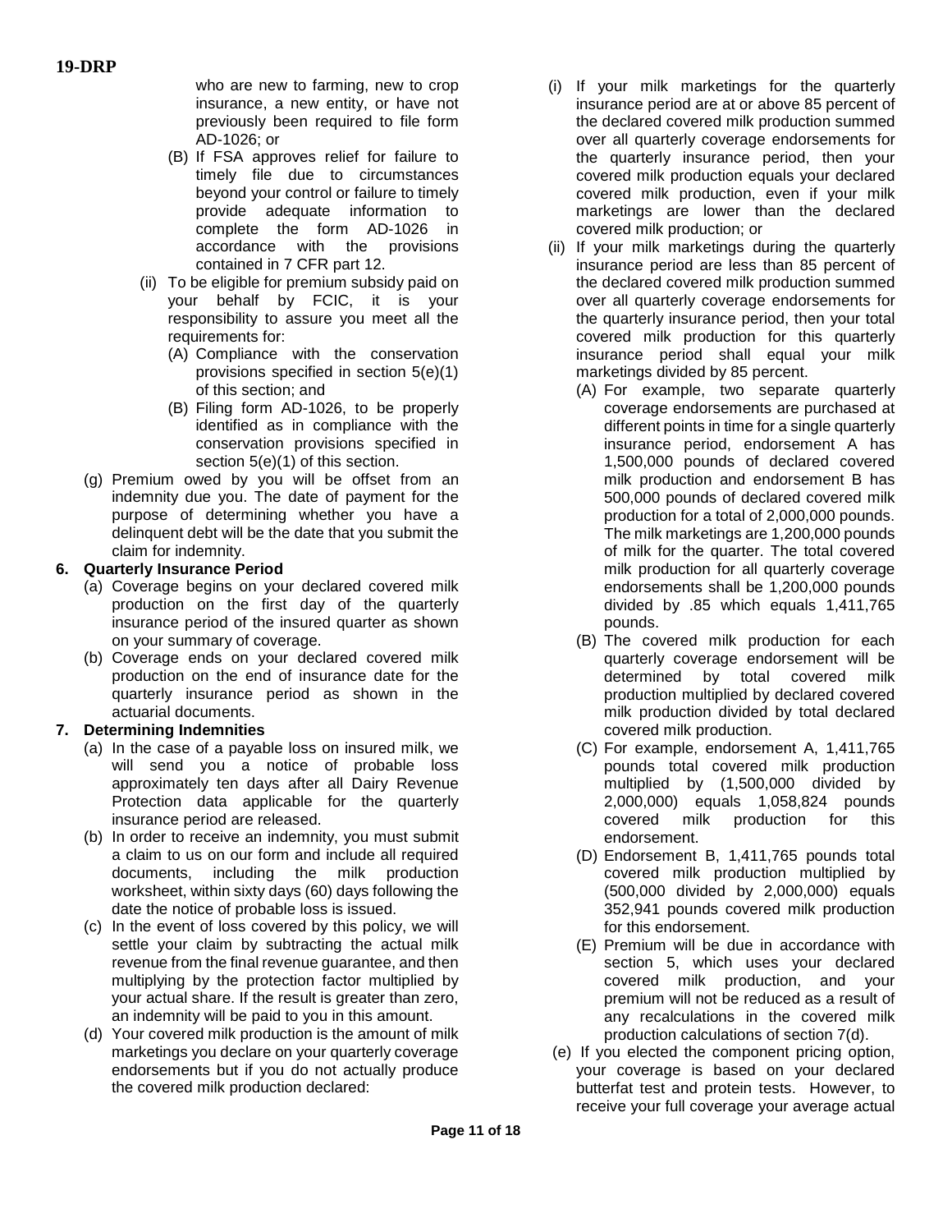who are new to farming, new to crop insurance, a new entity, or have not previously been required to file form AD-1026; or

(B) If FSA approves relief for failure to timely file due to circumstances beyond your control or failure to timely provide adequate information to complete the form AD-1026 in accordance with the provisions contained in 7 CFR part 12.

(ii) To be eligible for premium subsidy paid on your behalf by FCIC, it is your responsibility to assure you meet all the requirements for:

(A) Compliance with the conservation provisions specified in section 5(e)(1) of this section; and

(B) Filing form AD-1026, to be properly identified as in compliance with the conservation provisions specified in section 5(e)(1) of this section.

(g) Premium owed by you will be offset from an indemnity due you. The date of payment for the purpose of determining whether you have a delinquent debt will be the date that you submit the claim for indemnity.

**6. Quarterly Insurance Period**

(a) Coverage begins on your declared covered milk production on the first day of the quarterly insurance period of the insured quarter as shown on your summary of coverage.

(b) Coverage ends on your declared covered milk production on the end of insurance date for the quarterly insurance period as shown in the actuarial documents.

**7. Determining Indemnities**

(a) In the case of a payable loss on insured milk, we will send you a notice of probable loss approximately ten days after all Dairy Revenue Protection data applicable for the quarterly insurance period are released.

(b) In order to receive an indemnity, you must submit a claim to us on our form and include all required documents, including the milk production worksheet, within sixty days (60) days following the date the notice of probable loss is issued.

(c) In the event of loss covered by this policy, we will settle your claim by subtracting the actual milk revenue from the final revenue guarantee, and then multiplying by the protection factor multiplied by your actual share. If the result is greater than zero, an indemnity will be paid to you in this amount.

(d) Your covered milk production is the amount of milk marketings you declare on your quarterly coverage endorsements but if you do not actually produce the covered milk production declared:

(i) If your milk marketings for the quarterly insurance period are at or above 85 percent of the declared covered milk production summed over all quarterly coverage endorsements for the quarterly insurance period, then your covered milk production equals your declared covered milk production, even if your milk marketings are lower than the declared covered milk production; or

(ii) If your milk marketings during the quarterly insurance period are less than 85 percent of the declared covered milk production summed over all quarterly coverage endorsements for the quarterly insurance period, then your total covered milk production for this quarterly insurance period shall equal your milk marketings divided by 85 percent.

(A) For example, two separate quarterly coverage endorsements are purchased at different points in time for a single quarterly insurance period, endorsement A has 1,500,000 pounds of declared covered milk production and endorsement B has 500,000 pounds of declared covered milk production for a total of 2,000,000 pounds. The milk marketings are 1,200,000 pounds of milk for the quarter. The total covered milk production for all quarterly coverage endorsements shall be 1,200,000 pounds divided by .85 which equals 1,411,765 pounds.

(B) The covered milk production for each quarterly coverage endorsement will be determined by total covered milk production multiplied by declared covered milk production divided by total declared covered milk production.

(C) For example, endorsement A, 1,411,765 pounds total covered milk production multiplied by (1,500,000 divided by 2,000,000) equals 1,058,824 pounds covered milk production for this endorsement.

(D) Endorsement B, 1,411,765 pounds total covered milk production multiplied by (500,000 divided by 2,000,000) equals 352,941 pounds covered milk production for this endorsement.

(E) Premium will be due in accordance with section 5, which uses your declared covered milk production, and your premium will not be reduced as a result of any recalculations in the covered milk production calculations of section 7(d).

(e) If you elected the component pricing option, your coverage is based on your declared butterfat test and protein tests. However, to receive your full coverage your average actual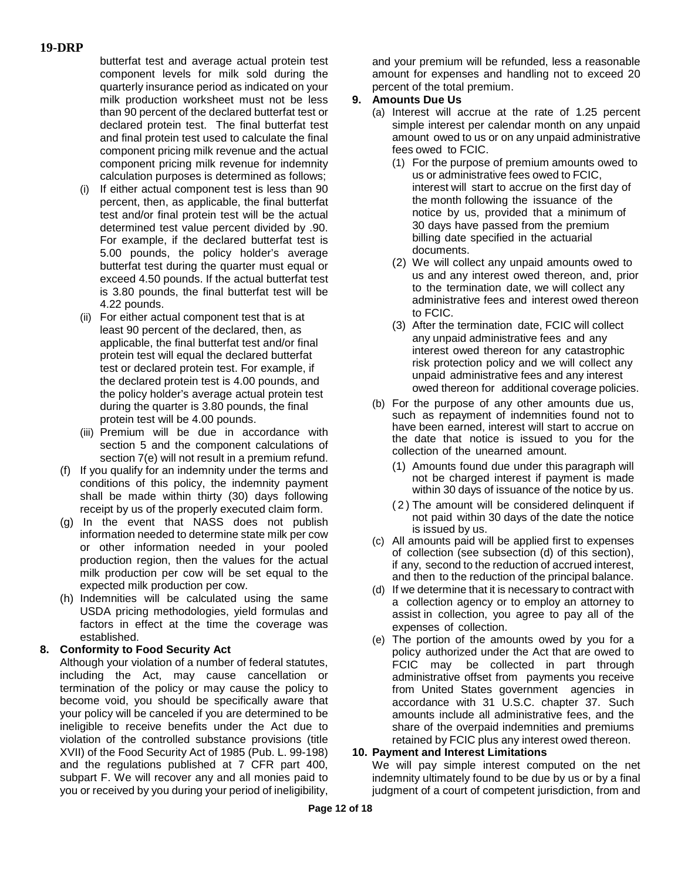butterfat test and average actual protein test component levels for milk sold during the quarterly insurance period as indicated on your milk production worksheet must not be less than 90 percent of the declared butterfat test or declared protein test. The final butterfat test and final protein test used to calculate the final component pricing milk revenue and the actual component pricing milk revenue for indemnity calculation purposes is determined as follows;

(i) If either actual component test is less than 90 percent, then, as applicable, the final butterfat test and/or final protein test will be the actual determined test value percent divided by .90. For example, if the declared butterfat test is 5.00 pounds, the policy holder's average butterfat test during the quarter must equal or exceed 4.50 pounds. If the actual butterfat test is 3.80 pounds, the final butterfat test will be 4.22 pounds.

(ii) For either actual component test that is at least 90 percent of the declared, then, as applicable, the final butterfat test and/or final protein test will equal the declared butterfat test or declared protein test. For example, if the declared protein test is 4.00 pounds, and the policy holder's average actual protein test during the quarter is 3.80 pounds, the final protein test will be 4.00 pounds.

(iii) Premium will be due in accordance with section 5 and the component calculations of section 7(e) will not result in a premium refund.

(f) If you qualify for an indemnity under the terms and conditions of this policy, the indemnity payment shall be made within thirty (30) days following receipt by us of the properly executed claim form.

(g) In the event that NASS does not publish information needed to determine state milk per cow or other information needed in your pooled production region, then the values for the actual milk production per cow will be set equal to the expected milk production per cow.

(h) Indemnities will be calculated using the same USDA pricing methodologies, yield formulas and factors in effect at the time the coverage was established.

**8. Conformity to Food Security Act**

Although your violation of a number of federal statutes, including the Act, may cause cancellation or termination of the policy or may cause the policy to become void, you should be specifically aware that your policy will be canceled if you are determined to be ineligible to receive benefits under the Act due to violation of the controlled substance provisions (title XVII) of the Food Security Act of 1985 (Pub. L. 99-198) and the regulations published at 7 CFR part 400, subpart F. We will recover any and all monies paid to you or received by you during your period of ineligibility, and your premium will be refunded, less a reasonable amount for expenses and handling not to exceed 20 percent of the total premium.

**9. Amounts Due Us**

(a) Interest will accrue at the rate of 1.25 percent simple interest per calendar month on any unpaid amount owed to us or on any unpaid administrative fees owed to FCIC.

(1) For the purpose of premium amounts owed to us or administrative fees owed to FCIC, interest will start to accrue on the first day of the month following the issuance of the notice by us, provided that a minimum of 30 days have passed from the premium billing date specified in the actuarial documents.

(2) We will collect any unpaid amounts owed to us and any interest owed thereon, and, prior to the termination date, we will collect any administrative fees and interest owed thereon to FCIC.

(3) After the termination date, FCIC will collect any unpaid administrative fees and any interest owed thereon for any catastrophic risk protection policy and we will collect any unpaid administrative fees and any interest owed thereon for additional coverage policies.

(b) For the purpose of any other amounts due us, such as repayment of indemnities found not to have been earned, interest will start to accrue on the date that notice is issued to you for the collection of the unearned amount.

(1) Amounts found due under this paragraph will not be charged interest if payment is made within 30 days of issuance of the notice by us.

(2) The amount will be considered delinquent if not paid within 30 days of the date the notice is issued by us.

(c) All amounts paid will be applied first to expenses of collection (see subsection (d) of this section), if any, second to the reduction of accrued interest, and then to the reduction of the principal balance.

(d) If we determine that it is necessary to contract with a collection agency or to employ an attorney to assist in collection, you agree to pay all of the expenses of collection.

(e) The portion of the amounts owed by you for a policy authorized under the Act that are owed to FCIC may be collected in part through administrative offset from payments you receive from United States government agencies in accordance with 31 U.S.C. chapter 37. Such amounts include all administrative fees, and the share of the overpaid indemnities and premiums retained by FCIC plus any interest owed thereon.

**10. Payment and Interest Limitations**

We will pay simple interest computed on the net indemnity ultimately found to be due by us or by a final judgment of a court of competent jurisdiction, from and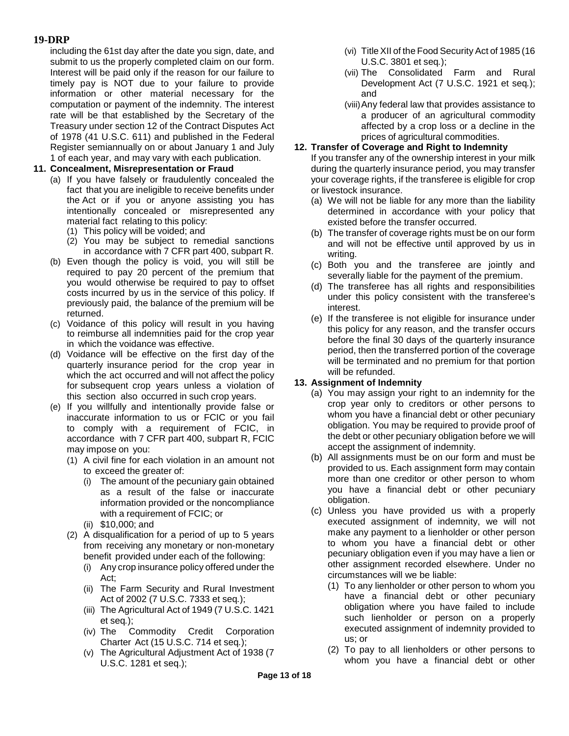including the 61st day after the date you sign, date, and submit to us the properly completed claim on our form. Interest will be paid only if the reason for our failure to timely pay is NOT due to your failure to provide information or other material necessary for the computation or payment of the indemnity. The interest rate will be that established by the Secretary of the Treasury under section 12 of the Contract Disputes Act of 1978 (41 U.S.C. 611) and published in the Federal Register semiannually on or about January 1 and July 1 of each year, and may vary with each publication.

**11. Concealment, Misrepresentation or Fraud**

- (a) If you have falsely or fraudulently concealed the fact that you are ineligible to receive benefits under the Act or if you or anyone assisting you has intentionally concealed or misrepresented any material fact relating to this policy:
  - (1) This policy will be voided; and
  - (2) You may be subject to remedial sanctions in accordance with 7 CFR part 400, subpart R.
- (b) Even though the policy is void, you will still be required to pay 20 percent of the premium that you would otherwise be required to pay to offset costs incurred by us in the service of this policy. If previously paid, the balance of the premium will be returned.
- (c) Voidance of this policy will result in you having to reimburse all indemnities paid for the crop year in which the voidance was effective.
- (d) Voidance will be effective on the first day of the quarterly insurance period for the crop year in which the act occurred and will not affect the policy for subsequent crop years unless a violation of this section also occurred in such crop years.
- (e) If you willfully and intentionally provide false or inaccurate information to us or FCIC or you fail to comply with a requirement of FCIC, in accordance with 7 CFR part 400, subpart R, FCIC may impose on you:
  - (1) A civil fine for each violation in an amount not to exceed the greater of:
    - (i) The amount of the pecuniary gain obtained as a result of the false or inaccurate information provided or the noncompliance with a requirement of FCIC; or
    - (ii) $10,000; and
  - (2) A disqualification for a period of up to 5 years from receiving any monetary or non-monetary benefit provided under each of the following:
    - (i) Any crop insurance policy offered under the Act;
    - (ii) The Farm Security and Rural Investment Act of 2002 (7 U.S.C. 7333 et seq.);
    - (iii) The Agricultural Act of 1949 (7 U.S.C. 1421 et seq.);
    - (iv) The Commodity Credit Corporation Charter Act (15 U.S.C. 714 et seq.);
    - (v) The Agricultural Adjustment Act of 1938 (7 U.S.C. 1281 et seq.);
    - (vi) Title XII of the Food Security Act of 1985 (16 U.S.C. 3801 et seq.);
    - (vii) The Consolidated Farm and Rural Development Act (7 U.S.C. 1921 et seq.); and
    - (viii) Any federal law that provides assistance to a producer of an agricultural commodity affected by a crop loss or a decline in the prices of agricultural commodities.

**12. Transfer of Coverage and Right to Indemnity**

If you transfer any of the ownership interest in your milk during the quarterly insurance period, you may transfer your coverage rights, if the transferee is eligible for crop or livestock insurance.

- (a) We will not be liable for any more than the liability determined in accordance with your policy that existed before the transfer occurred.
- (b) The transfer of coverage rights must be on our form and will not be effective until approved by us in writing.
- (c) Both you and the transferee are jointly and severally liable for the payment of the premium.
- (d) The transferee has all rights and responsibilities under this policy consistent with the transferee's interest.
- (e) If the transferee is not eligible for insurance under this policy for any reason, and the transfer occurs before the final 30 days of the quarterly insurance period, then the transferred portion of the coverage will be terminated and no premium for that portion will be refunded.

**13. Assignment of Indemnity**

- (a) You may assign your right to an indemnity for the crop year only to creditors or other persons to whom you have a financial debt or other pecuniary obligation. You may be required to provide proof of the debt or other pecuniary obligation before we will accept the assignment of indemnity.
- (b) All assignments must be on our form and must be provided to us. Each assignment form may contain more than one creditor or other person to whom you have a financial debt or other pecuniary obligation.
- (c) Unless you have provided us with a properly executed assignment of indemnity, we will not make any payment to a lienholder or other person to whom you have a financial debt or other pecuniary obligation even if you may have a lien or other assignment recorded elsewhere. Under no circumstances will we be liable:
  - (1) To any lienholder or other person to whom you have a financial debt or other pecuniary obligation where you have failed to include such lienholder or person on a properly executed assignment of indemnity provided to us; or
  - (2) To pay to all lienholders or other persons to whom you have a financial debt or other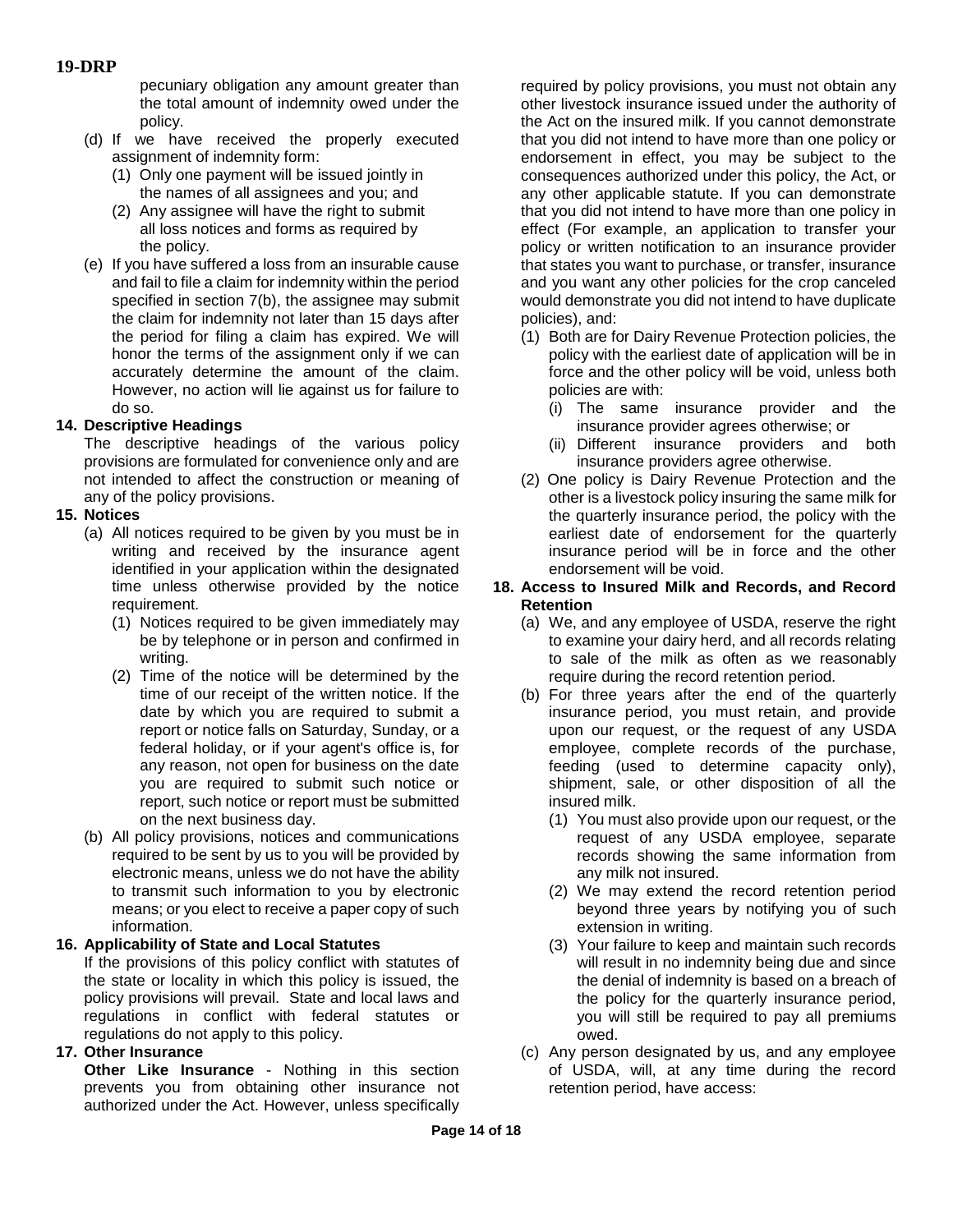pecuniary obligation any amount greater than the total amount of indemnity owed under the policy.

(d) If we have received the properly executed assignment of indemnity form:

(1) Only one payment will be issued jointly in the names of all assignees and you; and

(2) Any assignee will have the right to submit all loss notices and forms as required by the policy.

(e) If you have suffered a loss from an insurable cause and fail to file a claim for indemnity within the period specified in section 7(b), the assignee may submit the claim for indemnity not later than 15 days after the period for filing a claim has expired. We will honor the terms of the assignment only if we can accurately determine the amount of the claim. However, no action will lie against us for failure to do so.

**14. Descriptive Headings**

The descriptive headings of the various policy provisions are formulated for convenience only and are not intended to affect the construction or meaning of any of the policy provisions.

**15. Notices**

(a) All notices required to be given by you must be in writing and received by the insurance agent identified in your application within the designated time unless otherwise provided by the notice requirement.

(1) Notices required to be given immediately may be by telephone or in person and confirmed in writing.

(2) Time of the notice will be determined by the time of our receipt of the written notice. If the date by which you are required to submit a report or notice falls on Saturday, Sunday, or a federal holiday, or if your agent's office is, for any reason, not open for business on the date you are required to submit such notice or report, such notice or report must be submitted on the next business day.

(b) All policy provisions, notices and communications required to be sent by us to you will be provided by electronic means, unless we do not have the ability to transmit such information to you by electronic means; or you elect to receive a paper copy of such information.

**16. Applicability of State and Local Statutes**

If the provisions of this policy conflict with statutes of the state or locality in which this policy is issued, the policy provisions will prevail. State and local laws and regulations in conflict with federal statutes or regulations do not apply to this policy.

**17. Other Insurance**

**Other Like Insurance** - Nothing in this section prevents you from obtaining other insurance not authorized under the Act. However, unless specifically required by policy provisions, you must not obtain any other livestock insurance issued under the authority of the Act on the insured milk. If you cannot demonstrate that you did not intend to have more than one policy or endorsement in effect, you may be subject to the consequences authorized under this policy, the Act, or any other applicable statute. If you can demonstrate that you did not intend to have more than one policy in effect (For example, an application to transfer your policy or written notification to an insurance provider that states you want to purchase, or transfer, insurance and you want any other policies for the crop canceled would demonstrate you did not intend to have duplicate policies), and:

(1) Both are for Dairy Revenue Protection policies, the policy with the earliest date of application will be in force and the other policy will be void, unless both policies are with:

(i) The same insurance provider and the insurance provider agrees otherwise; or

(ii) Different insurance providers and both insurance providers agree otherwise.

(2) One policy is Dairy Revenue Protection and the other is a livestock policy insuring the same milk for the quarterly insurance period, the policy with the earliest date of endorsement for the quarterly insurance period will be in force and the other endorsement will be void.

**18. Access to Insured Milk and Records, and Record Retention**

(a) We, and any employee of USDA, reserve the right to examine your dairy herd, and all records relating to sale of the milk as often as we reasonably require during the record retention period.

(b) For three years after the end of the quarterly insurance period, you must retain, and provide upon our request, or the request of any USDA employee, complete records of the purchase, feeding (used to determine capacity only), shipment, sale, or other disposition of all the insured milk.

(1) You must also provide upon our request, or the request of any USDA employee, separate records showing the same information from any milk not insured.

(2) We may extend the record retention period beyond three years by notifying you of such extension in writing.

(3) Your failure to keep and maintain such records will result in no indemnity being due and since the denial of indemnity is based on a breach of the policy for the quarterly insurance period, you will still be required to pay all premiums owed.

(c) Any person designated by us, and any employee of USDA, will, at any time during the record retention period, have access: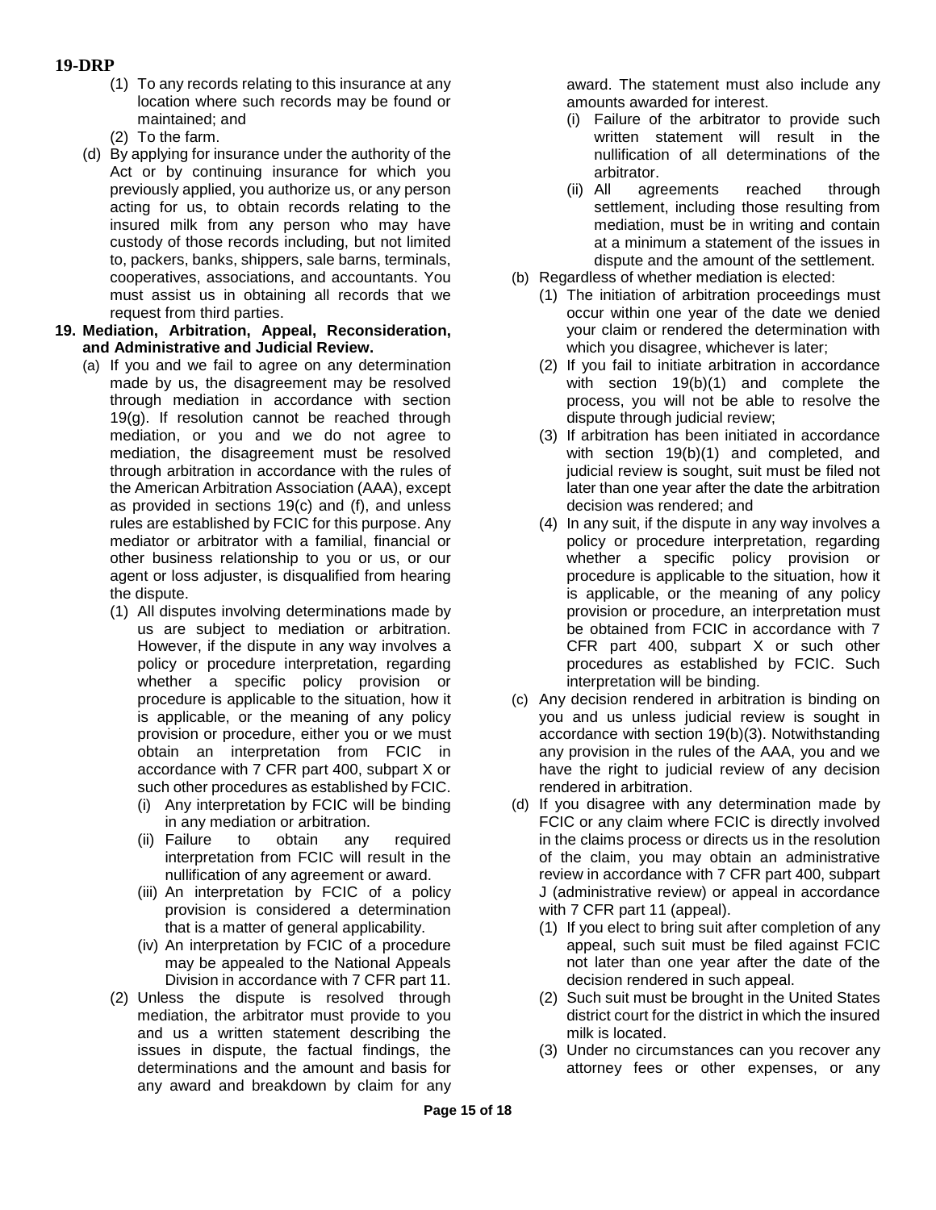(1) To any records relating to this insurance at any location where such records may be found or maintained; and

(2) To the farm.

(d) By applying for insurance under the authority of the Act or by continuing insurance for which you previously applied, you authorize us, or any person acting for us, to obtain records relating to the insured milk from any person who may have custody of those records including, but not limited to, packers, banks, shippers, sale barns, terminals, cooperatives, associations, and accountants. You must assist us in obtaining all records that we request from third parties.

**19. Mediation, Arbitration, Appeal, Reconsideration, and Administrative and Judicial Review.**

(a) If you and we fail to agree on any determination made by us, the disagreement may be resolved through mediation in accordance with section 19(g). If resolution cannot be reached through mediation, or you and we do not agree to mediation, the disagreement must be resolved through arbitration in accordance with the rules of the American Arbitration Association (AAA), except as provided in sections 19(c) and (f), and unless rules are established by FCIC for this purpose. Any mediator or arbitrator with a familial, financial or other business relationship to you or us, or our agent or loss adjuster, is disqualified from hearing the dispute.

(1) All disputes involving determinations made by us are subject to mediation or arbitration. However, if the dispute in any way involves a policy or procedure interpretation, regarding whether a specific policy provision or procedure is applicable to the situation, how it is applicable, or the meaning of any policy provision or procedure, either you or we must obtain an interpretation from FCIC in accordance with 7 CFR part 400, subpart X or such other procedures as established by FCIC.

(i) Any interpretation by FCIC will be binding in any mediation or arbitration.

(ii) Failure to obtain any required interpretation from FCIC will result in the nullification of any agreement or award.

(iii) An interpretation by FCIC of a policy provision is considered a determination that is a matter of general applicability.

(iv) An interpretation by FCIC of a procedure may be appealed to the National Appeals Division in accordance with 7 CFR part 11.

(2) Unless the dispute is resolved through mediation, the arbitrator must provide to you and us a written statement describing the issues in dispute, the factual findings, the determinations and the amount and basis for any award and breakdown by claim for any award. The statement must also include any amounts awarded for interest.

(i) Failure of the arbitrator to provide such written statement will result in the nullification of all determinations of the arbitrator.

(ii) All agreements reached through settlement, including those resulting from mediation, must be in writing and contain at a minimum a statement of the issues in dispute and the amount of the settlement.

(b) Regardless of whether mediation is elected:

(1) The initiation of arbitration proceedings must occur within one year of the date we denied your claim or rendered the determination with which you disagree, whichever is later;

(2) If you fail to initiate arbitration in accordance with section 19(b)(1) and complete the process, you will not be able to resolve the dispute through judicial review;

(3) If arbitration has been initiated in accordance with section 19(b)(1) and completed, and judicial review is sought, suit must be filed not later than one year after the date the arbitration decision was rendered; and

(4) In any suit, if the dispute in any way involves a policy or procedure interpretation, regarding whether a specific policy provision or procedure is applicable to the situation, how it is applicable, or the meaning of any policy provision or procedure, an interpretation must be obtained from FCIC in accordance with 7 CFR part 400, subpart X or such other procedures as established by FCIC. Such interpretation will be binding.

(c) Any decision rendered in arbitration is binding on you and us unless judicial review is sought in accordance with section 19(b)(3). Notwithstanding any provision in the rules of the AAA, you and we have the right to judicial review of any decision rendered in arbitration.

(d) If you disagree with any determination made by FCIC or any claim where FCIC is directly involved in the claims process or directs us in the resolution of the claim, you may obtain an administrative review in accordance with 7 CFR part 400, subpart J (administrative review) or appeal in accordance with 7 CFR part 11 (appeal).

(1) If you elect to bring suit after completion of any appeal, such suit must be filed against FCIC not later than one year after the date of the decision rendered in such appeal.

(2) Such suit must be brought in the United States district court for the district in which the insured milk is located.

(3) Under no circumstances can you recover any attorney fees or other expenses, or any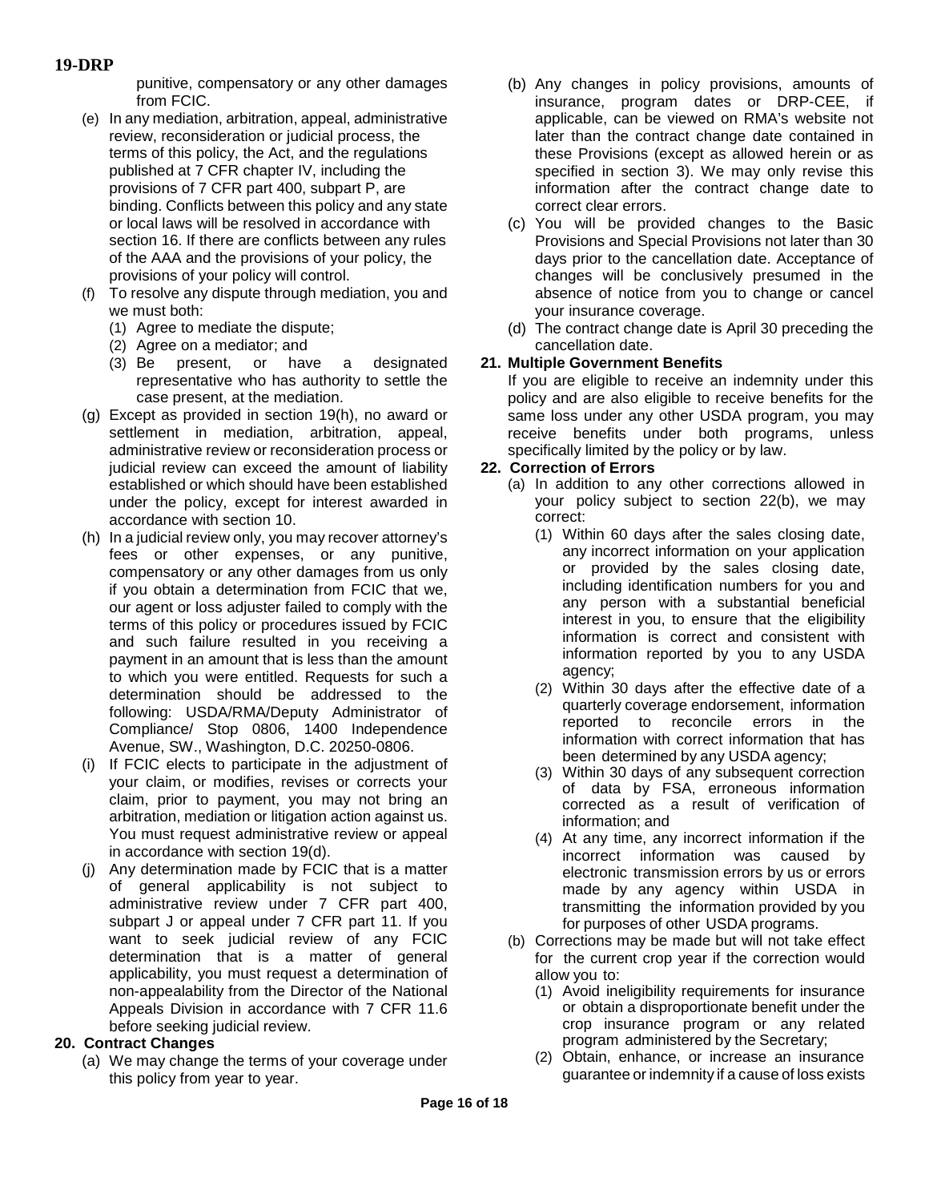punitive, compensatory or any other damages from FCIC.

(e) In any mediation, arbitration, appeal, administrative review, reconsideration or judicial process, the terms of this policy, the Act, and the regulations published at 7 CFR chapter IV, including the provisions of 7 CFR part 400, subpart P, are binding. Conflicts between this policy and any state or local laws will be resolved in accordance with section 16. If there are conflicts between any rules of the AAA and the provisions of your policy, the provisions of your policy will control.

(f) To resolve any dispute through mediation, you and we must both:
  - (1) Agree to mediate the dispute;
  - (2) Agree on a mediator; and
  - (3) Be present, or have a designated representative who has authority to settle the case present, at the mediation.

(g) Except as provided in section 19(h), no award or settlement in mediation, arbitration, appeal, administrative review or reconsideration process or judicial review can exceed the amount of liability established or which should have been established under the policy, except for interest awarded in accordance with section 10.

(h) In a judicial review only, you may recover attorney's fees or other expenses, or any punitive, compensatory or any other damages from us only if you obtain a determination from FCIC that we, our agent or loss adjuster failed to comply with the terms of this policy or procedures issued by FCIC and such failure resulted in you receiving a payment in an amount that is less than the amount to which you were entitled. Requests for such a determination should be addressed to the following: USDA/RMA/Deputy Administrator of Compliance/ Stop 0806, 1400 Independence Avenue, SW., Washington, D.C. 20250-0806.

(i) If FCIC elects to participate in the adjustment of your claim, or modifies, revises or corrects your claim, prior to payment, you may not bring an arbitration, mediation or litigation action against us. You must request administrative review or appeal in accordance with section 19(d).

(j) Any determination made by FCIC that is a matter of general applicability is not subject to administrative review under 7 CFR part 400, subpart J or appeal under 7 CFR part 11. If you want to seek judicial review of any FCIC determination that is a matter of general applicability, you must request a determination of non-appealability from the Director of the National Appeals Division in accordance with 7 CFR 11.6 before seeking judicial review.

**20. Contract Changes**

(a) We may change the terms of your coverage under this policy from year to year.

(b) Any changes in policy provisions, amounts of insurance, program dates or DRP-CEE, if applicable, can be viewed on RMA's website not later than the contract change date contained in these Provisions (except as allowed herein or as specified in section 3). We may only revise this information after the contract change date to correct clear errors.

(c) You will be provided changes to the Basic Provisions and Special Provisions not later than 30 days prior to the cancellation date. Acceptance of changes will be conclusively presumed in the absence of notice from you to change or cancel your insurance coverage.

(d) The contract change date is April 30 preceding the cancellation date.

**21. Multiple Government Benefits**

If you are eligible to receive an indemnity under this policy and are also eligible to receive benefits for the same loss under any other USDA program, you may receive benefits under both programs, unless specifically limited by the policy or by law.

**22. Correction of Errors**

(a) In addition to any other corrections allowed in your policy subject to section 22(b), we may correct:
  - (1) Within 60 days after the sales closing date, any incorrect information on your application or provided by the sales closing date, including identification numbers for you and any person with a substantial beneficial interest in you, to ensure that the eligibility information is correct and consistent with information reported by you to any USDA agency;
  - (2) Within 30 days after the effective date of a quarterly coverage endorsement, information reported to reconcile errors in the information with correct information that has been determined by any USDA agency;
  - (3) Within 30 days of any subsequent correction of data by FSA, erroneous information corrected as a result of verification of information; and
  - (4) At any time, any incorrect information if the incorrect information was caused by electronic transmission errors by us or errors made by any agency within USDA in transmitting the information provided by you for purposes of other USDA programs.

(b) Corrections may be made but will not take effect for the current crop year if the correction would allow you to:
  - (1) Avoid ineligibility requirements for insurance or obtain a disproportionate benefit under the crop insurance program or any related program administered by the Secretary;
  - (2) Obtain, enhance, or increase an insurance guarantee or indemnity if a cause of loss exists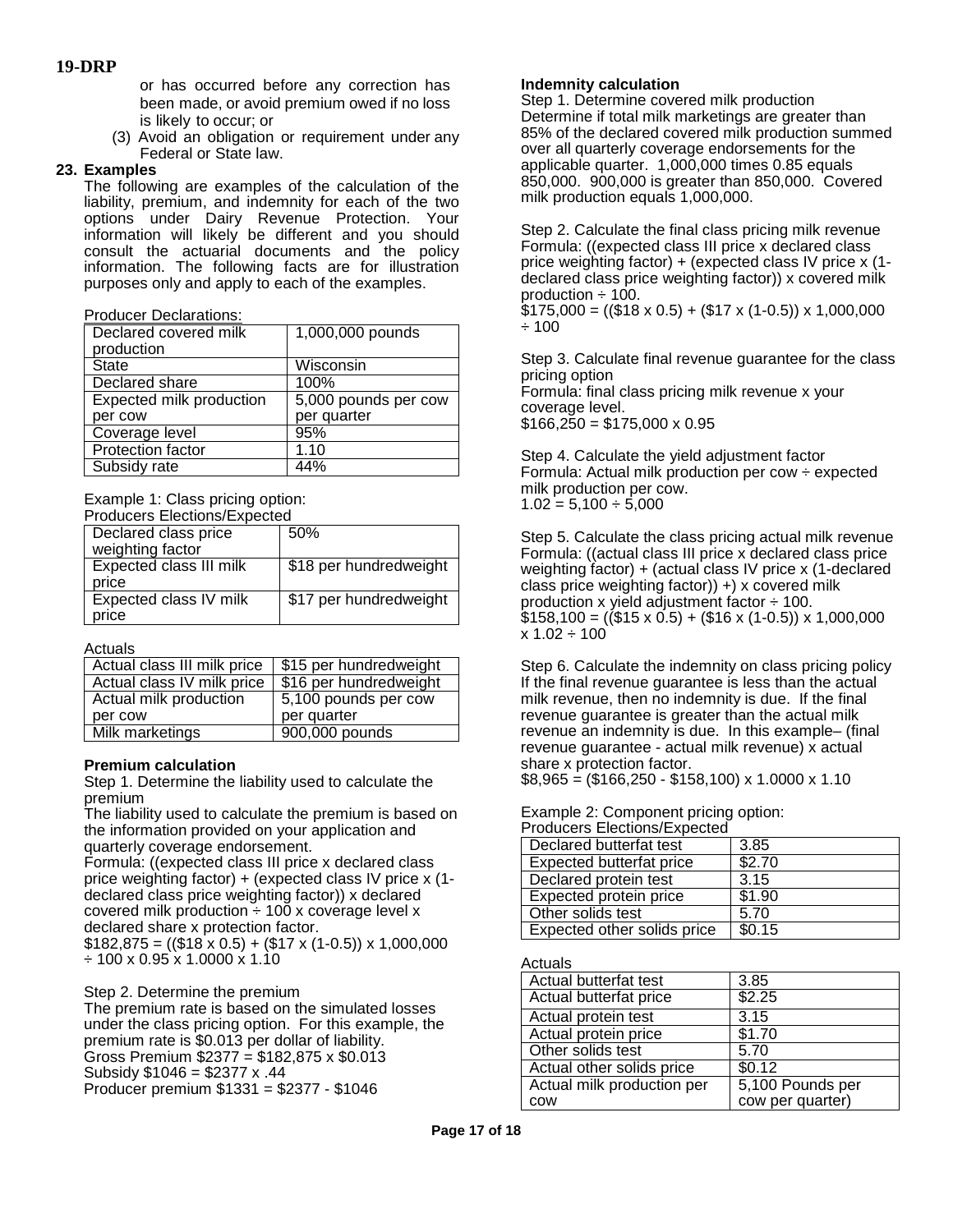or has occurred before any correction has been made, or avoid premium owed if no loss is likely to occur; or

(3) Avoid an obligation or requirement under any Federal or State law.

**23. Examples**

The following are examples of the calculation of the liability, premium, and indemnity for each of the two options under Dairy Revenue Protection. Your information will likely be different and you should consult the actuarial documents and the policy information. The following facts are for illustration purposes only and apply to each of the examples.

Producer Declarations:

| | |
|---|---|
| Declared covered milk production | 1,000,000 pounds |
| State | Wisconsin |
| Declared share | 100% |
| Expected milk production per cow | 5,000 pounds per cow per quarter |
| Coverage level | 95% |
| Protection factor | 1.10 |
| Subsidy rate | 44% |

Example 1: Class pricing option:

Producers Elections/Expected

| | |
|---|---|
| Declared class price weighting factor | 50% |
| Expected class III milk price | $18 per hundredweight |
| Expected class IV milk price | $17 per hundredweight |

Actuals

| | |
|---|---|
| Actual class III milk price | $15 per hundredweight |
| Actual class IV milk price | $16 per hundredweight |
| Actual milk production per cow | 5,100 pounds per cow per quarter |
| Milk marketings | 900,000 pounds |

**Premium calculation**

Step 1. Determine the liability used to calculate the premium

The liability used to calculate the premium is based on the information provided on your application and quarterly coverage endorsement.

Formula: ((expected class III price x declared class price weighting factor) + (expected class IV price x (1-declared class price weighting factor)) x declared covered milk production ÷ 100 x coverage level x declared share x protection factor.

$182,875 = (($18 x 0.5) + ($17 x (1-0.5)) x 1,000,000 ÷ 100 x 0.95 x 1.0000 x 1.10

Step 2. Determine the premium

The premium rate is based on the simulated losses under the class pricing option. For this example, the premium rate is $0.013 per dollar of liability.

Gross Premium $2377 = $182,875 x $0.013

Subsidy $1046 = $2377 x .44

Producer premium $1331 = $2377 - $1046

**Indemnity calculation**

Step 1. Determine covered milk production

Determine if total milk marketings are greater than 85% of the declared covered milk production summed over all quarterly coverage endorsements for the applicable quarter. 1,000,000 times 0.85 equals 850,000. 900,000 is greater than 850,000. Covered milk production equals 1,000,000.

Step 2. Calculate the final class pricing milk revenue

Formula: ((expected class III price x declared class price weighting factor) + (expected class IV price x (1-declared class price weighting factor)) x covered milk production ÷ 100.

$175,000 = (($18 x 0.5) + ($17 x (1-0.5)) x 1,000,000 ÷ 100

Step 3. Calculate final revenue guarantee for the class pricing option

Formula: final class pricing milk revenue x your coverage level.

$166,250 = $175,000 x 0.95

Step 4. Calculate the yield adjustment factor

Formula: Actual milk production per cow ÷ expected milk production per cow.

1.02 = 5,100 ÷ 5,000

Step 5. Calculate the class pricing actual milk revenue

Formula: ((actual class III price x declared class price weighting factor) + (actual class IV price x (1-declared class price weighting factor)) +) x covered milk production x yield adjustment factor ÷ 100.

$158,100 = (($15 x 0.5) + ($16 x (1-0.5)) x 1,000,000 x 1.02 ÷ 100

Step 6. Calculate the indemnity on class pricing policy

If the final revenue guarantee is less than the actual milk revenue, then no indemnity is due. If the final revenue guarantee is greater than the actual milk revenue an indemnity is due. In this example– (final revenue guarantee - actual milk revenue) x actual share x protection factor.

$8,965 = ($166,250 - $158,100) x 1.0000 x 1.10

Example 2: Component pricing option:

Producers Elections/Expected

| | |
|---|---|
| Declared butterfat test | 3.85 |
| Expected butterfat price | $2.70 |
| Declared protein test | 3.15 |
| Expected protein price | $1.90 |
| Other solids test | 5.70 |
| Expected other solids price | $0.15 |

Actuals

| | |
|---|---|
| Actual butterfat test | 3.85 |
| Actual butterfat price | $2.25 |
| Actual protein test | 3.15 |
| Actual protein price | $1.70 |
| Other solids test | 5.70 |
| Actual other solids price | $0.12 |
| Actual milk production per cow | 5,100 Pounds per cow per quarter) |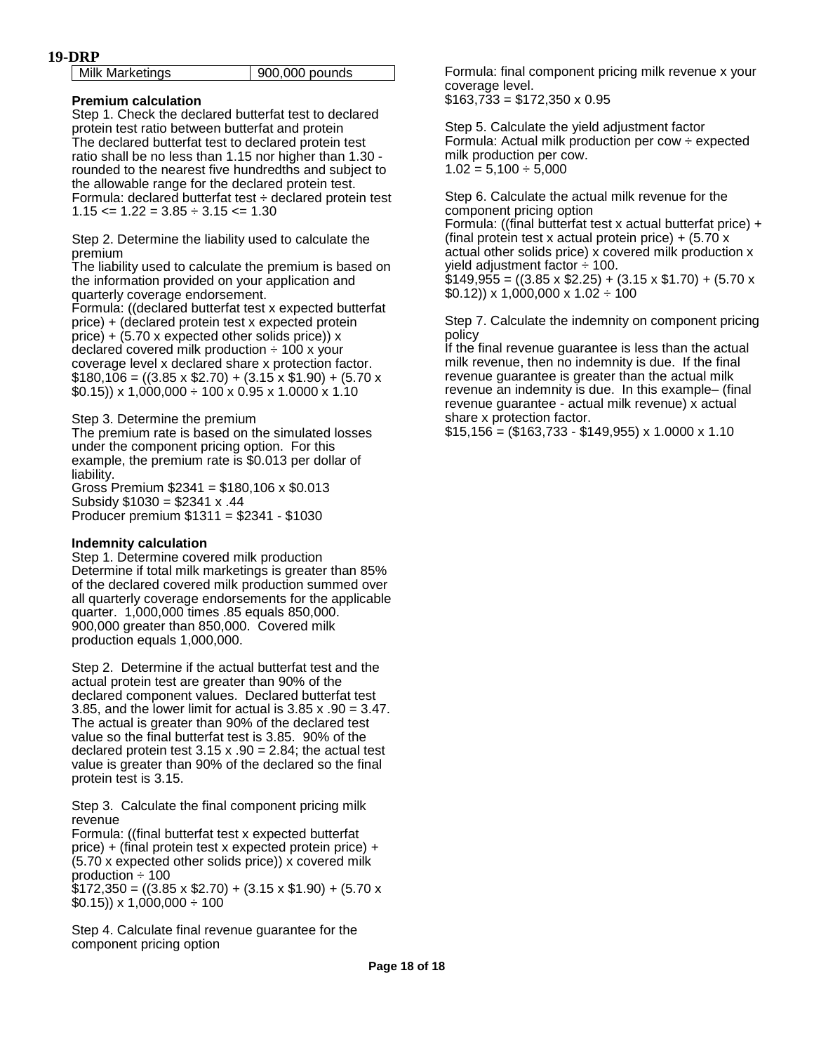**19-DRP**

| Milk Marketings | 900,000 pounds |
| --- | --- |

**Premium calculation**

Step 1. Check the declared butterfat test to declared protein test ratio between butterfat and protein
The declared butterfat test to declared protein test ratio shall be no less than 1.15 nor higher than 1.30 - rounded to the nearest five hundredths and subject to the allowable range for the declared protein test.
Formula: declared butterfat test ÷ declared protein test
1.15 <= 1.22 = 3.85 ÷ 3.15 <= 1.30

Step 2. Determine the liability used to calculate the premium
The liability used to calculate the premium is based on the information provided on your application and quarterly coverage endorsement.
Formula: ((declared butterfat test x expected butterfat price) + (declared protein test x expected protein price) + (5.70 x expected other solids price)) x declared covered milk production ÷ 100 x your coverage level x declared share x protection factor.
$180,106 = ((3.85 x $2.70) + (3.15 x $1.90) + (5.70 x $0.15)) x 1,000,000 ÷ 100 x 0.95 x 1.0000 x 1.10

Step 3. Determine the premium
The premium rate is based on the simulated losses under the component pricing option. For this example, the premium rate is $0.013 per dollar of liability.
Gross Premium $2341 = $180,106 x $0.013
Subsidy $1030 = $2341 x .44
Producer premium $1311 = $2341 - $1030

**Indemnity calculation**

Step 1. Determine covered milk production
Determine if total milk marketings is greater than 85% of the declared covered milk production summed over all quarterly coverage endorsements for the applicable quarter. 1,000,000 times .85 equals 850,000. 900,000 greater than 850,000. Covered milk production equals 1,000,000.

Step 2. Determine if the actual butterfat test and the actual protein test are greater than 90% of the declared component values. Declared butterfat test 3.85, and the lower limit for actual is 3.85 x .90 = 3.47. The actual is greater than 90% of the declared test value so the final butterfat test is 3.85. 90% of the declared protein test 3.15 x .90 = 2.84; the actual test value is greater than 90% of the declared so the final protein test is 3.15.

Step 3. Calculate the final component pricing milk revenue
Formula: ((final butterfat test x expected butterfat price) + (final protein test x expected protein price) + (5.70 x expected other solids price)) x covered milk production ÷ 100
$172,350 = ((3.85 x $2.70) + (3.15 x $1.90) + (5.70 x $0.15)) x 1,000,000 ÷ 100

Step 4. Calculate final revenue guarantee for the component pricing option
Formula: final component pricing milk revenue x your coverage level.
$163,733 = $172,350 x 0.95

Step 5. Calculate the yield adjustment factor
Formula: Actual milk production per cow ÷ expected milk production per cow.
1.02 = 5,100 ÷ 5,000

Step 6. Calculate the actual milk revenue for the component pricing option
Formula: ((final butterfat test x actual butterfat price) + (final protein test x actual protein price) + (5.70 x actual other solids price) x covered milk production x yield adjustment factor ÷ 100.
$149,955 = ((3.85 x $2.25) + (3.15 x $1.70) + (5.70 x $0.12)) x 1,000,000 x 1.02 ÷ 100

Step 7. Calculate the indemnity on component pricing policy
If the final revenue guarantee is less than the actual milk revenue, then no indemnity is due. If the final revenue guarantee is greater than the actual milk revenue an indemnity is due. In this example– (final revenue guarantee - actual milk revenue) x actual share x protection factor.
$15,156 = ($163,733 - $149,955) x 1.0000 x 1.10